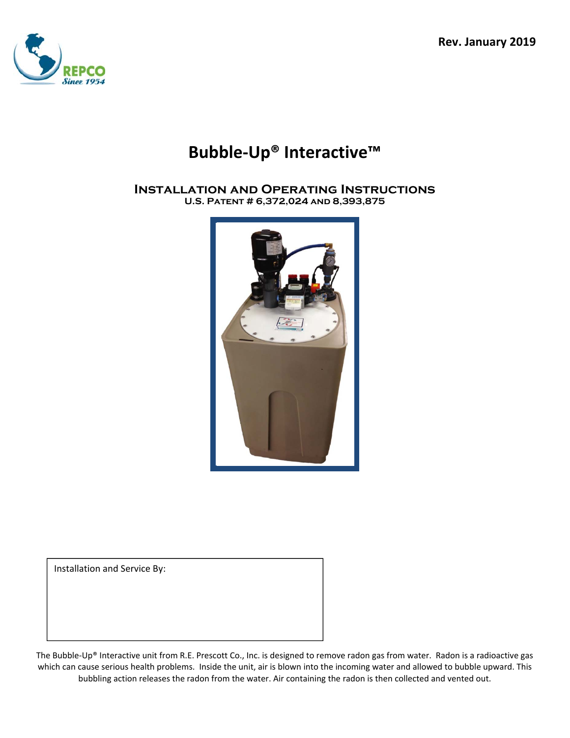Rev. January 2019

REPCO
Since 1954

# Bubble-Up® Interactive™

## Installation and Operating Instructions

**U.S. Patent # 6,372,024 and 8,393,875**

Installation and Service By:

The Bubble-Up® Interactive unit from R.E. Prescott Co., Inc. is designed to remove radon gas from water. Radon is a radioactive gas which can cause serious health problems. Inside the unit, air is blown into the incoming water and allowed to bubble upward. This bubbling action releases the radon from the water. Air containing the radon is then collected and vented out.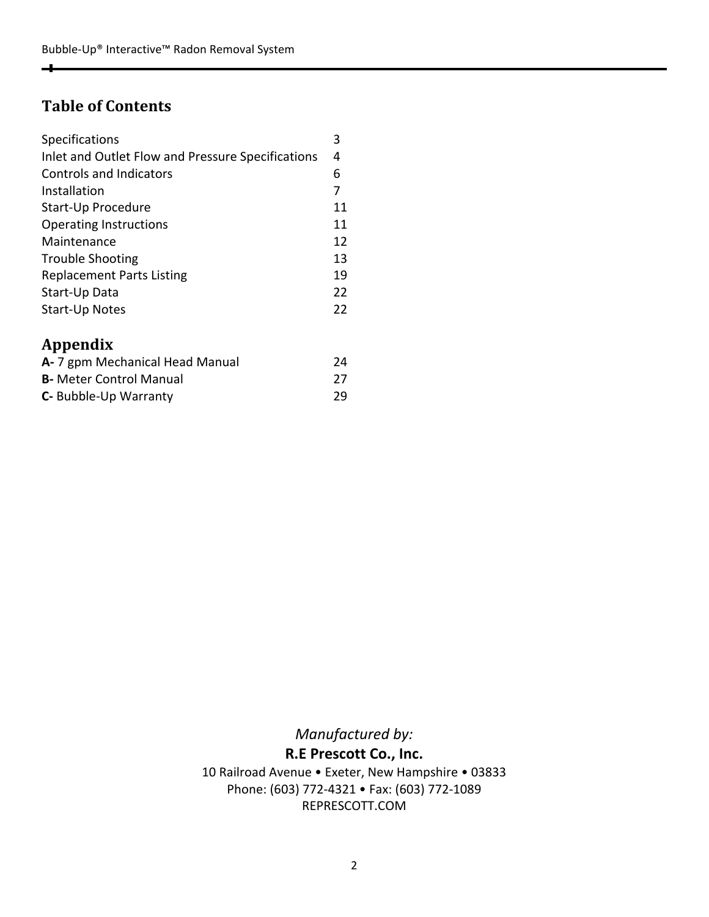## Table of Contents

| | |
|---|---|
| Specifications | 3 |
| Inlet and Outlet Flow and Pressure Specifications | 4 |
| Controls and Indicators | 6 |
| Installation | 7 |
| Start-Up Procedure | 11 |
| Operating Instructions | 11 |
| Maintenance | 12 |
| Trouble Shooting | 13 |
| Replacement Parts Listing | 19 |
| Start-Up Data | 22 |
| Start-Up Notes | 22 |

## Appendix

| | |
|---|---|
| **A-** 7 gpm Mechanical Head Manual | 24 |
| **B-** Meter Control Manual | 27 |
| **C-** Bubble-Up Warranty | 29 |

*Manufactured by:*

**R.E Prescott Co., Inc.**

10 Railroad Avenue • Exeter, New Hampshire • 03833

Phone: (603) 772-4321 • Fax: (603) 772-1089

REPRESCOTT.COM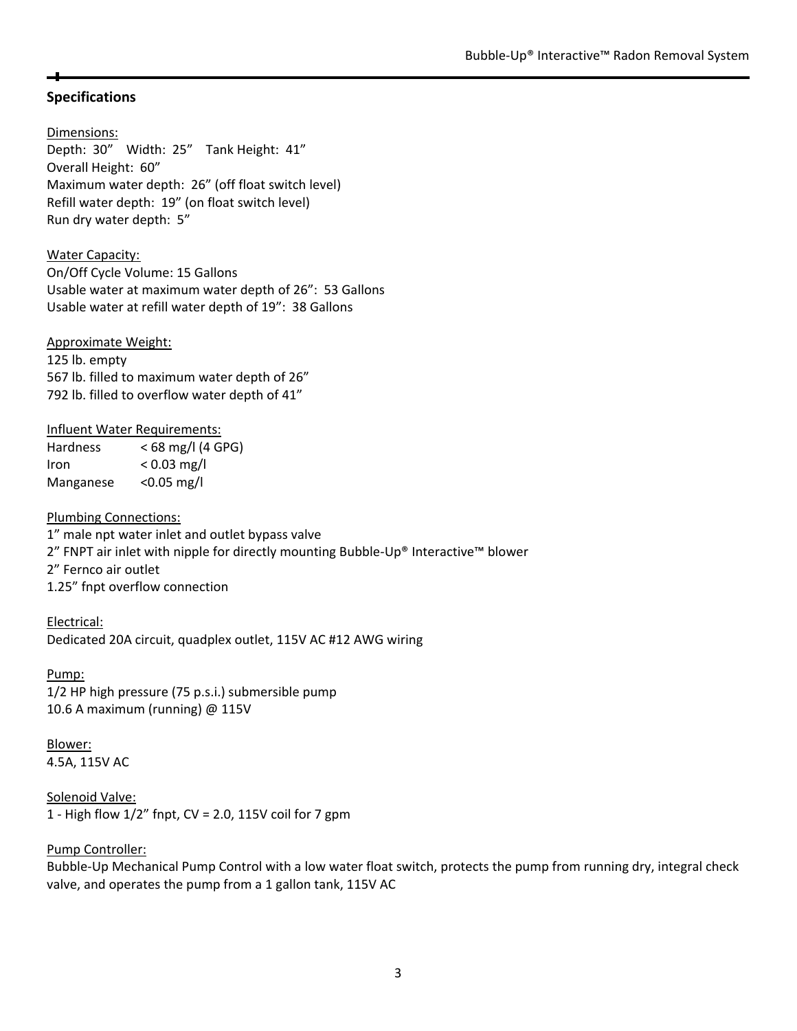## Specifications

Dimensions:
Depth: 30”  Width: 25”  Tank Height: 41”
Overall Height: 60”
Maximum water depth: 26” (off float switch level)
Refill water depth: 19” (on float switch level)
Run dry water depth: 5”

Water Capacity:
On/Off Cycle Volume: 15 Gallons
Usable water at maximum water depth of 26”: 53 Gallons
Usable water at refill water depth of 19”: 38 Gallons

Approximate Weight:
125 lb. empty
567 lb. filled to maximum water depth of 26”
792 lb. filled to overflow water depth of 41”

Influent Water Requirements:

| | |
|---|---|
| Hardness | < 68 mg/l (4 GPG) |
| Iron | < 0.03 mg/l |
| Manganese | <0.05 mg/l |

Plumbing Connections:
1” male npt water inlet and outlet bypass valve
2” FNPT air inlet with nipple for directly mounting Bubble-Up® Interactive™ blower
2” Fernco air outlet
1.25” fnpt overflow connection

Electrical:
Dedicated 20A circuit, quadplex outlet, 115V AC #12 AWG wiring

Pump:
1/2 HP high pressure (75 p.s.i.) submersible pump
10.6 A maximum (running) @ 115V

Blower:
4.5A, 115V AC

Solenoid Valve:
1 - High flow 1/2” fnpt, CV = 2.0, 115V coil for 7 gpm

Pump Controller:
Bubble-Up Mechanical Pump Control with a low water float switch, protects the pump from running dry, integral check valve, and operates the pump from a 1 gallon tank, 115V AC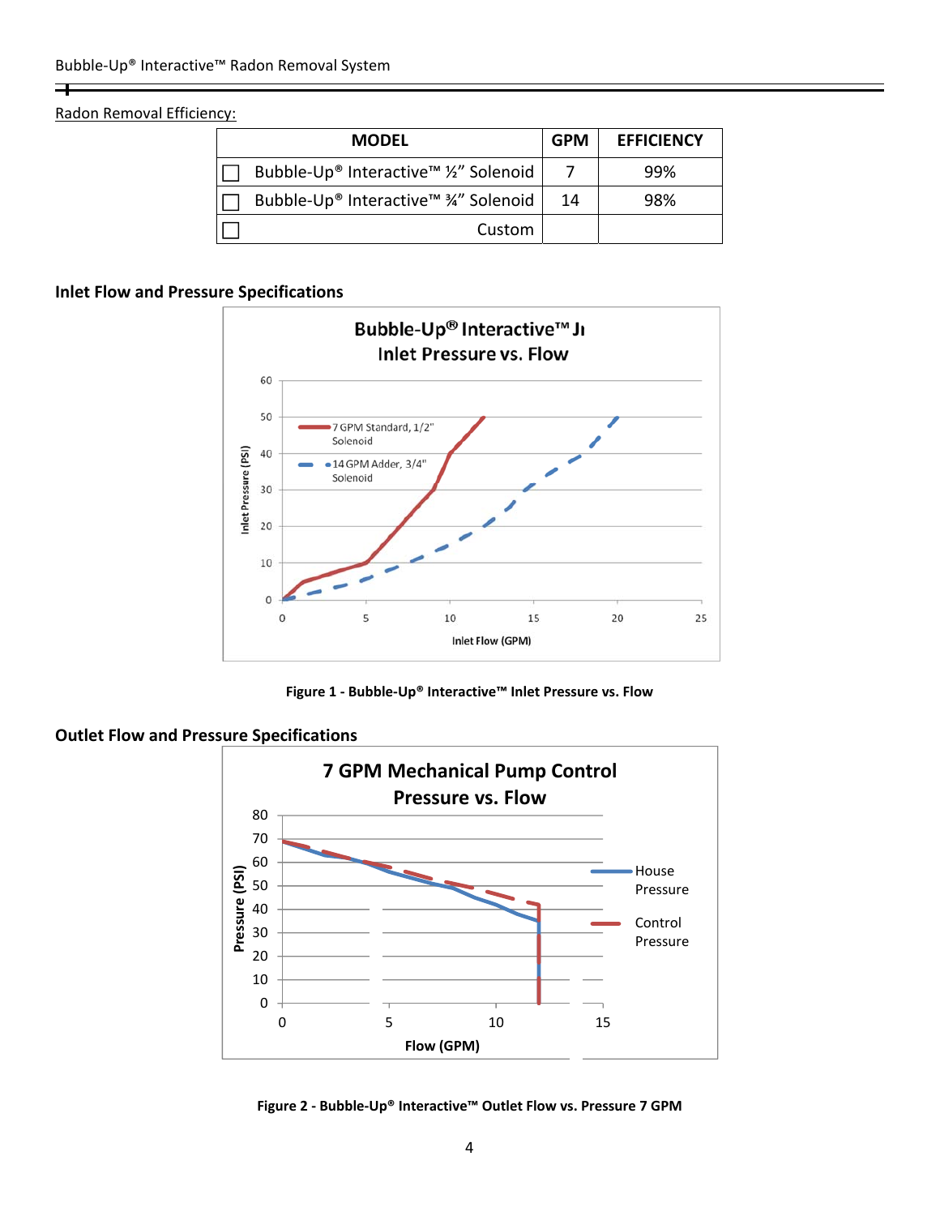Radon Removal Efficiency:

| MODEL | GPM | EFFICIENCY |
|---|---|---|
| ☐ Bubble-Up® Interactive™ ½" Solenoid | 7 | 99% |
| ☐ Bubble-Up® Interactive™ ¾" Solenoid | 14 | 98% |
| ☐ Custom | | |

### Inlet Flow and Pressure Specifications

Figure 1 - Bubble-Up® Interactive™ Inlet Pressure vs. Flow

### Outlet Flow and Pressure Specifications

Figure 2 - Bubble-Up® Interactive™ Outlet Flow vs. Pressure 7 GPM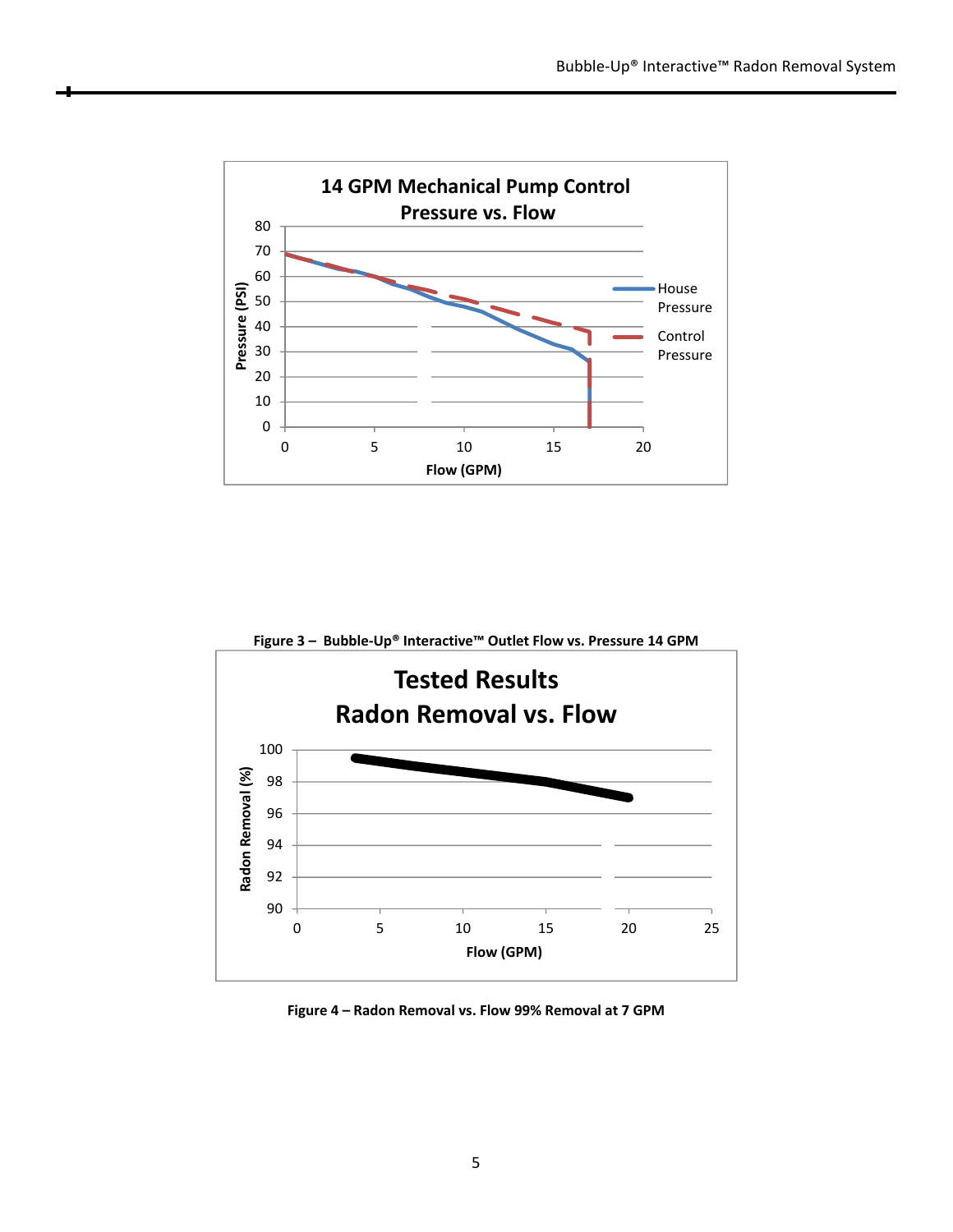**14 GPM Mechanical Pump Control**
**Pressure vs. Flow**

Pressure (PSI): 0, 10, 20, 30, 40, 50, 60, 70, 80

Flow (GPM): 0, 5, 10, 15, 20

House Pressure

Control Pressure

**Figure 3 – Bubble-Up® Interactive™ Outlet Flow vs. Pressure 14 GPM**

**Tested Results**
**Radon Removal vs. Flow**

Radon Removal (%): 90, 92, 94, 96, 98, 100

Flow (GPM): 0, 5, 10, 15, 20, 25

**Figure 4 – Radon Removal vs. Flow 99% Removal at 7 GPM**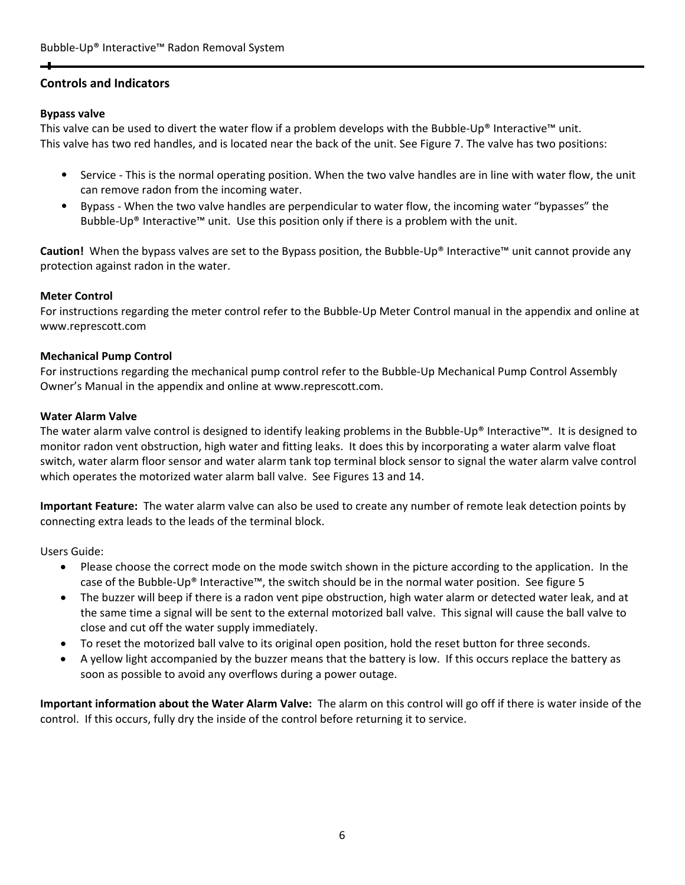## Controls and Indicators

### Bypass valve

This valve can be used to divert the water flow if a problem develops with the Bubble-Up® Interactive™ unit. This valve has two red handles, and is located near the back of the unit. See Figure 7. The valve has two positions:

- Service - This is the normal operating position. When the two valve handles are in line with water flow, the unit can remove radon from the incoming water.
- Bypass - When the two valve handles are perpendicular to water flow, the incoming water "bypasses" the Bubble-Up® Interactive™ unit. Use this position only if there is a problem with the unit.

**Caution!** When the bypass valves are set to the Bypass position, the Bubble-Up® Interactive™ unit cannot provide any protection against radon in the water.

### Meter Control

For instructions regarding the meter control refer to the Bubble-Up Meter Control manual in the appendix and online at www.represcott.com

### Mechanical Pump Control

For instructions regarding the mechanical pump control refer to the Bubble-Up Mechanical Pump Control Assembly Owner's Manual in the appendix and online at www.represcott.com.

### Water Alarm Valve

The water alarm valve control is designed to identify leaking problems in the Bubble-Up® Interactive™. It is designed to monitor radon vent obstruction, high water and fitting leaks. It does this by incorporating a water alarm valve float switch, water alarm floor sensor and water alarm tank top terminal block sensor to signal the water alarm valve control which operates the motorized water alarm ball valve. See Figures 13 and 14.

**Important Feature:** The water alarm valve can also be used to create any number of remote leak detection points by connecting extra leads to the leads of the terminal block.

Users Guide:

- Please choose the correct mode on the mode switch shown in the picture according to the application. In the case of the Bubble-Up® Interactive™, the switch should be in the normal water position. See figure 5
- The buzzer will beep if there is a radon vent pipe obstruction, high water alarm or detected water leak, and at the same time a signal will be sent to the external motorized ball valve. This signal will cause the ball valve to close and cut off the water supply immediately.
- To reset the motorized ball valve to its original open position, hold the reset button for three seconds.
- A yellow light accompanied by the buzzer means that the battery is low. If this occurs replace the battery as soon as possible to avoid any overflows during a power outage.

**Important information about the Water Alarm Valve:** The alarm on this control will go off if there is water inside of the control. If this occurs, fully dry the inside of the control before returning it to service.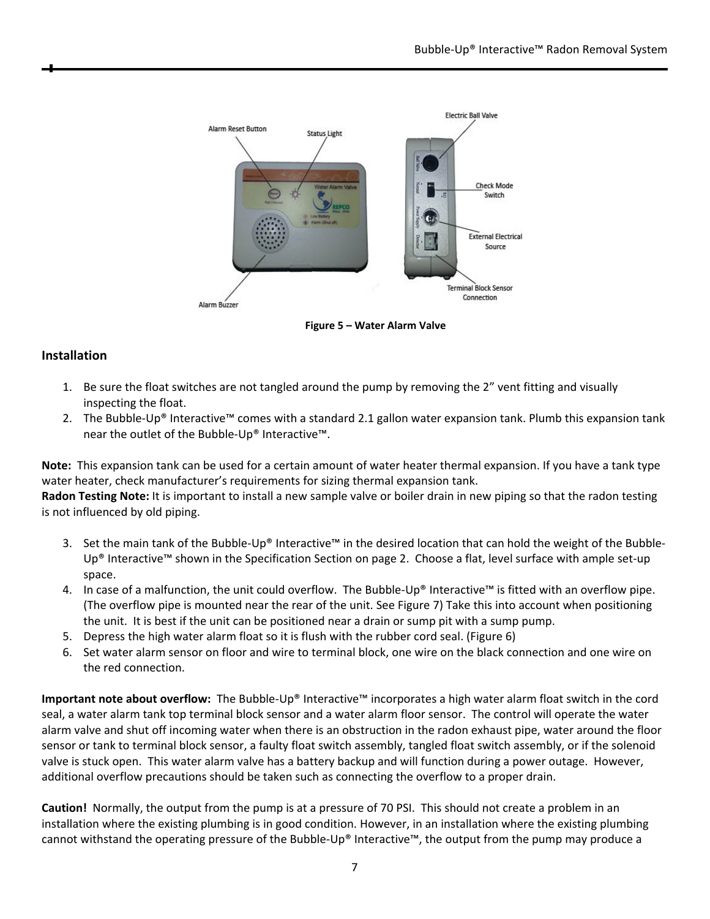Figure 5 – Water Alarm Valve

## Installation

1. Be sure the float switches are not tangled around the pump by removing the 2" vent fitting and visually inspecting the float.
2. The Bubble-Up® Interactive™ comes with a standard 2.1 gallon water expansion tank. Plumb this expansion tank near the outlet of the Bubble-Up® Interactive™.

**Note:** This expansion tank can be used for a certain amount of water heater thermal expansion. If you have a tank type water heater, check manufacturer's requirements for sizing thermal expansion tank.
**Radon Testing Note:** It is important to install a new sample valve or boiler drain in new piping so that the radon testing is not influenced by old piping.

3. Set the main tank of the Bubble-Up® Interactive™ in the desired location that can hold the weight of the Bubble-Up® Interactive™ shown in the Specification Section on page 2. Choose a flat, level surface with ample set-up space.
4. In case of a malfunction, the unit could overflow. The Bubble-Up® Interactive™ is fitted with an overflow pipe. (The overflow pipe is mounted near the rear of the unit. See Figure 7) Take this into account when positioning the unit. It is best if the unit can be positioned near a drain or sump pit with a sump pump.
5. Depress the high water alarm float so it is flush with the rubber cord seal. (Figure 6)
6. Set water alarm sensor on floor and wire to terminal block, one wire on the black connection and one wire on the red connection.

**Important note about overflow:** The Bubble-Up® Interactive™ incorporates a high water alarm float switch in the cord seal, a water alarm tank top terminal block sensor and a water alarm floor sensor. The control will operate the water alarm valve and shut off incoming water when there is an obstruction in the radon exhaust pipe, water around the floor sensor or tank to terminal block sensor, a faulty float switch assembly, tangled float switch assembly, or if the solenoid valve is stuck open. This water alarm valve has a battery backup and will function during a power outage. However, additional overflow precautions should be taken such as connecting the overflow to a proper drain.

**Caution!** Normally, the output from the pump is at a pressure of 70 PSI. This should not create a problem in an installation where the existing plumbing is in good condition. However, in an installation where the existing plumbing cannot withstand the operating pressure of the Bubble-Up® Interactive™, the output from the pump may produce a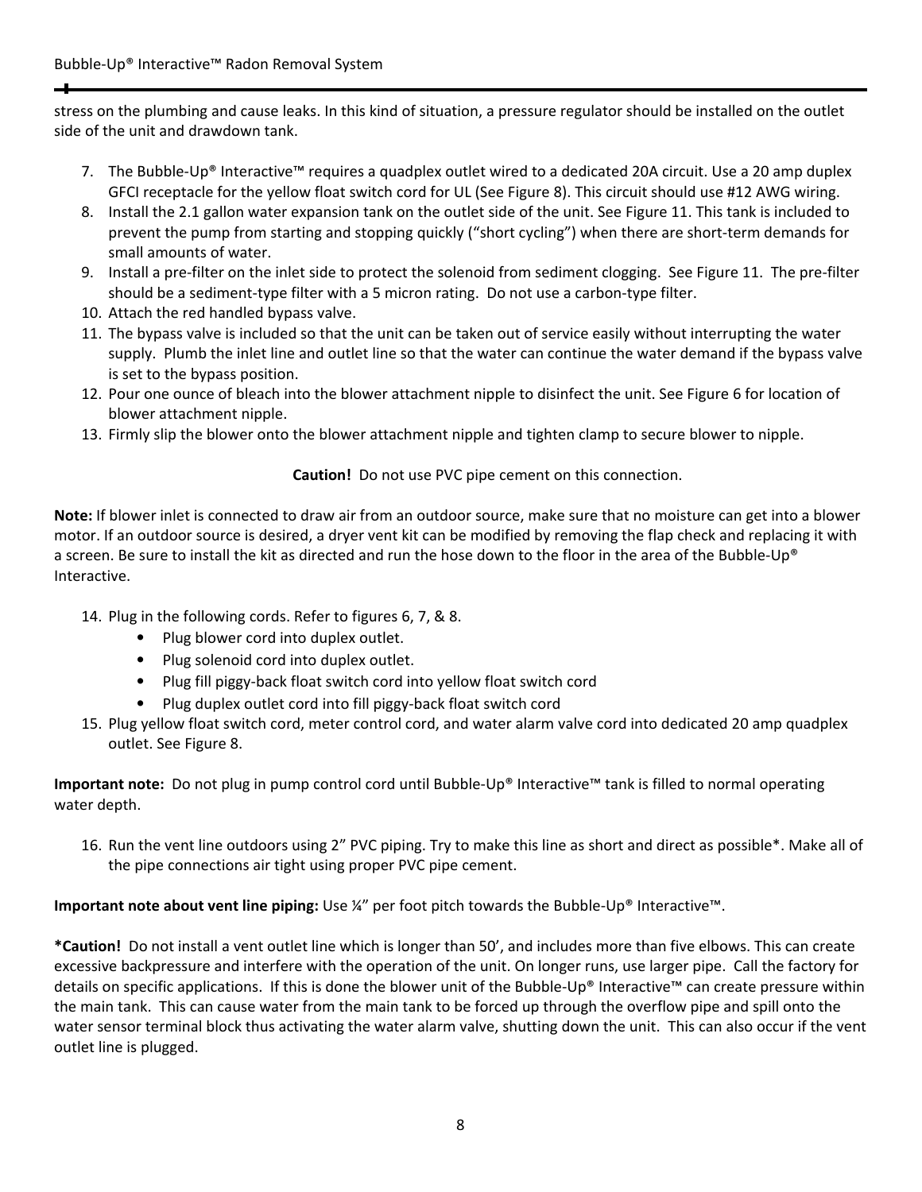stress on the plumbing and cause leaks. In this kind of situation, a pressure regulator should be installed on the outlet side of the unit and drawdown tank.

7. The Bubble-Up® Interactive™ requires a quadplex outlet wired to a dedicated 20A circuit. Use a 20 amp duplex GFCI receptacle for the yellow float switch cord for UL (See Figure 8). This circuit should use #12 AWG wiring.
8. Install the 2.1 gallon water expansion tank on the outlet side of the unit. See Figure 11. This tank is included to prevent the pump from starting and stopping quickly ("short cycling") when there are short-term demands for small amounts of water.
9. Install a pre-filter on the inlet side to protect the solenoid from sediment clogging. See Figure 11. The pre-filter should be a sediment-type filter with a 5 micron rating. Do not use a carbon-type filter.
10. Attach the red handled bypass valve.
11. The bypass valve is included so that the unit can be taken out of service easily without interrupting the water supply. Plumb the inlet line and outlet line so that the water can continue the water demand if the bypass valve is set to the bypass position.
12. Pour one ounce of bleach into the blower attachment nipple to disinfect the unit. See Figure 6 for location of blower attachment nipple.
13. Firmly slip the blower onto the blower attachment nipple and tighten clamp to secure blower to nipple.

**Caution!** Do not use PVC pipe cement on this connection.

**Note:** If blower inlet is connected to draw air from an outdoor source, make sure that no moisture can get into a blower motor. If an outdoor source is desired, a dryer vent kit can be modified by removing the flap check and replacing it with a screen. Be sure to install the kit as directed and run the hose down to the floor in the area of the Bubble-Up® Interactive.

14. Plug in the following cords. Refer to figures 6, 7, & 8.
    - Plug blower cord into duplex outlet.
    - Plug solenoid cord into duplex outlet.
    - Plug fill piggy-back float switch cord into yellow float switch cord
    - Plug duplex outlet cord into fill piggy-back float switch cord
15. Plug yellow float switch cord, meter control cord, and water alarm valve cord into dedicated 20 amp quadplex outlet. See Figure 8.

**Important note:** Do not plug in pump control cord until Bubble-Up® Interactive™ tank is filled to normal operating water depth.

16. Run the vent line outdoors using 2" PVC piping. Try to make this line as short and direct as possible*. Make all of the pipe connections air tight using proper PVC pipe cement.

**Important note about vent line piping:** Use ¼" per foot pitch towards the Bubble-Up® Interactive™.

***Caution!** Do not install a vent outlet line which is longer than 50', and includes more than five elbows. This can create excessive backpressure and interfere with the operation of the unit. On longer runs, use larger pipe. Call the factory for details on specific applications. If this is done the blower unit of the Bubble-Up® Interactive™ can create pressure within the main tank. This can cause water from the main tank to be forced up through the overflow pipe and spill onto the water sensor terminal block thus activating the water alarm valve, shutting down the unit. This can also occur if the vent outlet line is plugged.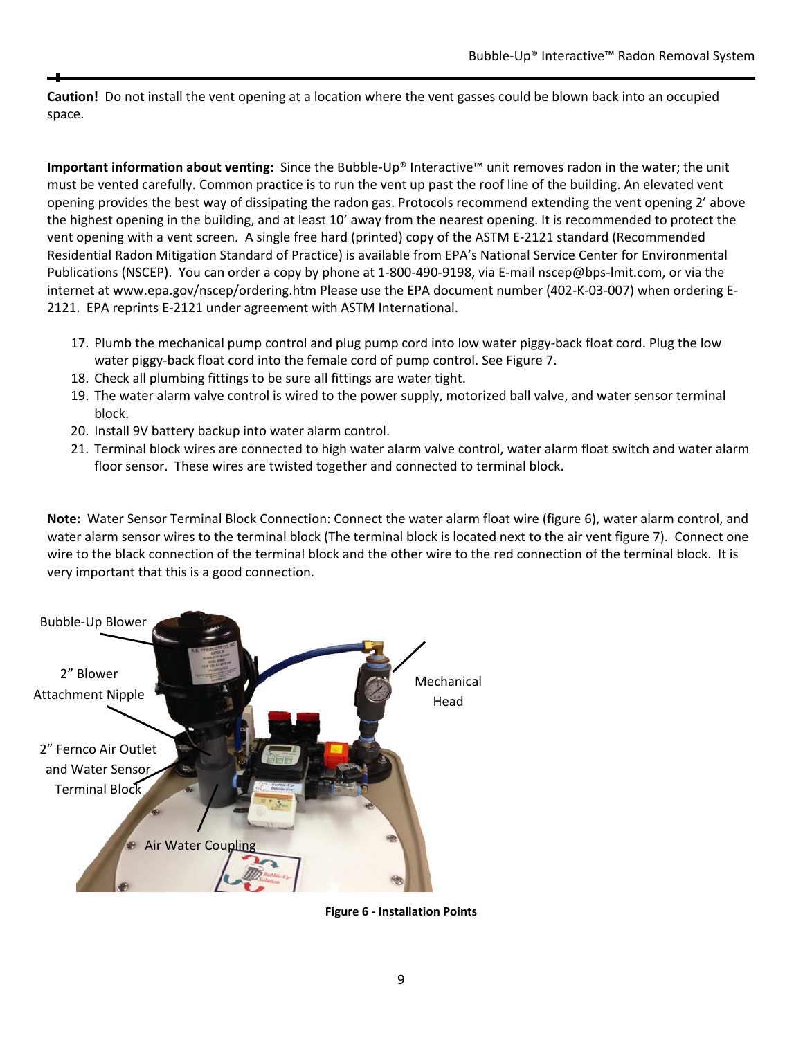**Caution!** Do not install the vent opening at a location where the vent gasses could be blown back into an occupied space.

**Important information about venting:** Since the Bubble-Up® Interactive™ unit removes radon in the water; the unit must be vented carefully. Common practice is to run the vent up past the roof line of the building. An elevated vent opening provides the best way of dissipating the radon gas. Protocols recommend extending the vent opening 2' above the highest opening in the building, and at least 10' away from the nearest opening. It is recommended to protect the vent opening with a vent screen. A single free hard (printed) copy of the ASTM E-2121 standard (Recommended Residential Radon Mitigation Standard of Practice) is available from EPA's National Service Center for Environmental Publications (NSCEP). You can order a copy by phone at 1-800-490-9198, via E-mail nscep@bps-lmit.com, or via the internet at www.epa.gov/nscep/ordering.htm Please use the EPA document number (402-K-03-007) when ordering E-2121. EPA reprints E-2121 under agreement with ASTM International.

17. Plumb the mechanical pump control and plug pump cord into low water piggy-back float cord. Plug the low water piggy-back float cord into the female cord of pump control. See Figure 7.
18. Check all plumbing fittings to be sure all fittings are water tight.
19. The water alarm valve control is wired to the power supply, motorized ball valve, and water sensor terminal block.
20. Install 9V battery backup into water alarm control.
21. Terminal block wires are connected to high water alarm valve control, water alarm float switch and water alarm floor sensor. These wires are twisted together and connected to terminal block.

**Note:** Water Sensor Terminal Block Connection: Connect the water alarm float wire (figure 6), water alarm control, and water alarm sensor wires to the terminal block (The terminal block is located next to the air vent figure 7). Connect one wire to the black connection of the terminal block and the other wire to the red connection of the terminal block. It is very important that this is a good connection.

Bubble-Up Blower

2" Blower Attachment Nipple

2" Fernco Air Outlet and Water Sensor Terminal Block

Air Water Coupling

Mechanical Head

**Figure 6 - Installation Points**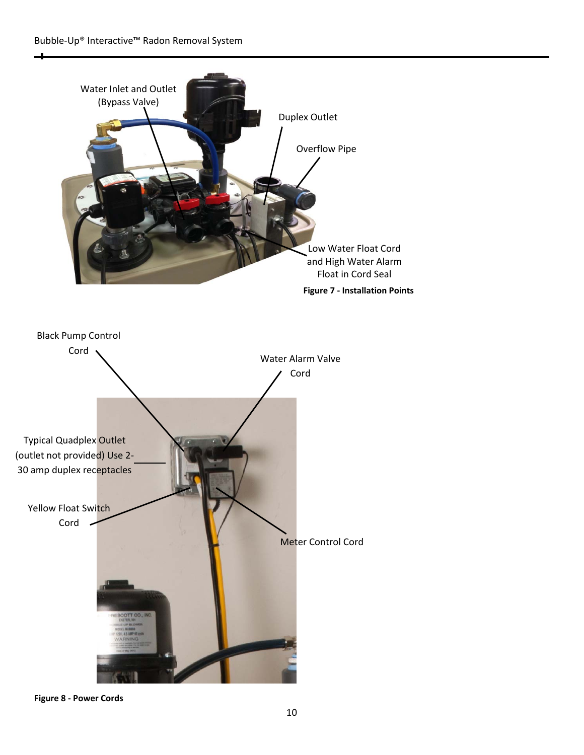Water Inlet and Outlet (Bypass Valve)

Duplex Outlet

Overflow Pipe

Low Water Float Cord and High Water Alarm Float in Cord Seal

**Figure 7 - Installation Points**

Black Pump Control Cord

Water Alarm Valve Cord

Typical Quadplex Outlet (outlet not provided) Use 2-30 amp duplex receptacles

Yellow Float Switch Cord

Meter Control Cord

**Figure 8 - Power Cords**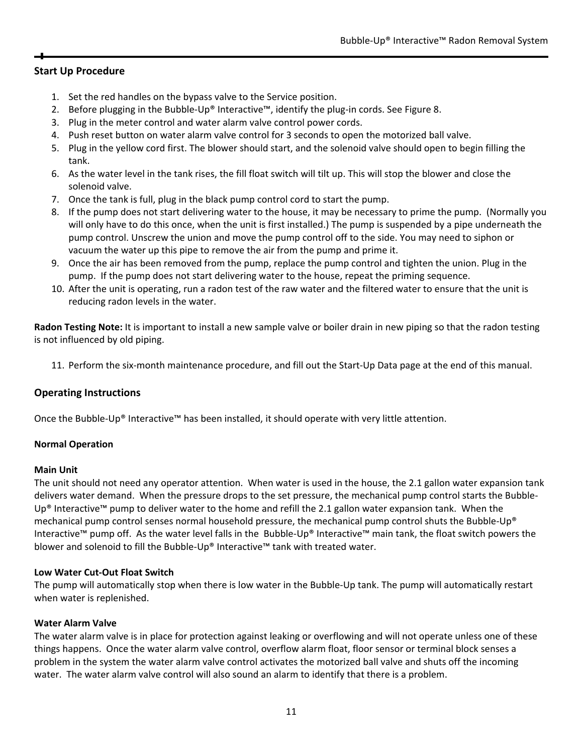## Start Up Procedure

1. Set the red handles on the bypass valve to the Service position.
2. Before plugging in the Bubble-Up® Interactive™, identify the plug-in cords. See Figure 8.
3. Plug in the meter control and water alarm valve control power cords.
4. Push reset button on water alarm valve control for 3 seconds to open the motorized ball valve.
5. Plug in the yellow cord first. The blower should start, and the solenoid valve should open to begin filling the tank.
6. As the water level in the tank rises, the fill float switch will tilt up. This will stop the blower and close the solenoid valve.
7. Once the tank is full, plug in the black pump control cord to start the pump.
8. If the pump does not start delivering water to the house, it may be necessary to prime the pump. (Normally you will only have to do this once, when the unit is first installed.) The pump is suspended by a pipe underneath the pump control. Unscrew the union and move the pump control off to the side. You may need to siphon or vacuum the water up this pipe to remove the air from the pump and prime it.
9. Once the air has been removed from the pump, replace the pump control and tighten the union. Plug in the pump. If the pump does not start delivering water to the house, repeat the priming sequence.
10. After the unit is operating, run a radon test of the raw water and the filtered water to ensure that the unit is reducing radon levels in the water.

**Radon Testing Note:** It is important to install a new sample valve or boiler drain in new piping so that the radon testing is not influenced by old piping.

11. Perform the six-month maintenance procedure, and fill out the Start-Up Data page at the end of this manual.

## Operating Instructions

Once the Bubble-Up® Interactive™ has been installed, it should operate with very little attention.

### Normal Operation

#### Main Unit

The unit should not need any operator attention. When water is used in the house, the 2.1 gallon water expansion tank delivers water demand. When the pressure drops to the set pressure, the mechanical pump control starts the Bubble-Up® Interactive™ pump to deliver water to the home and refill the 2.1 gallon water expansion tank. When the mechanical pump control senses normal household pressure, the mechanical pump control shuts the Bubble-Up® Interactive™ pump off. As the water level falls in the Bubble-Up® Interactive™ main tank, the float switch powers the blower and solenoid to fill the Bubble-Up® Interactive™ tank with treated water.

#### Low Water Cut-Out Float Switch

The pump will automatically stop when there is low water in the Bubble-Up tank. The pump will automatically restart when water is replenished.

#### Water Alarm Valve

The water alarm valve is in place for protection against leaking or overflowing and will not operate unless one of these things happens. Once the water alarm valve control, overflow alarm float, floor sensor or terminal block senses a problem in the system the water alarm valve control activates the motorized ball valve and shuts off the incoming water. The water alarm valve control will also sound an alarm to identify that there is a problem.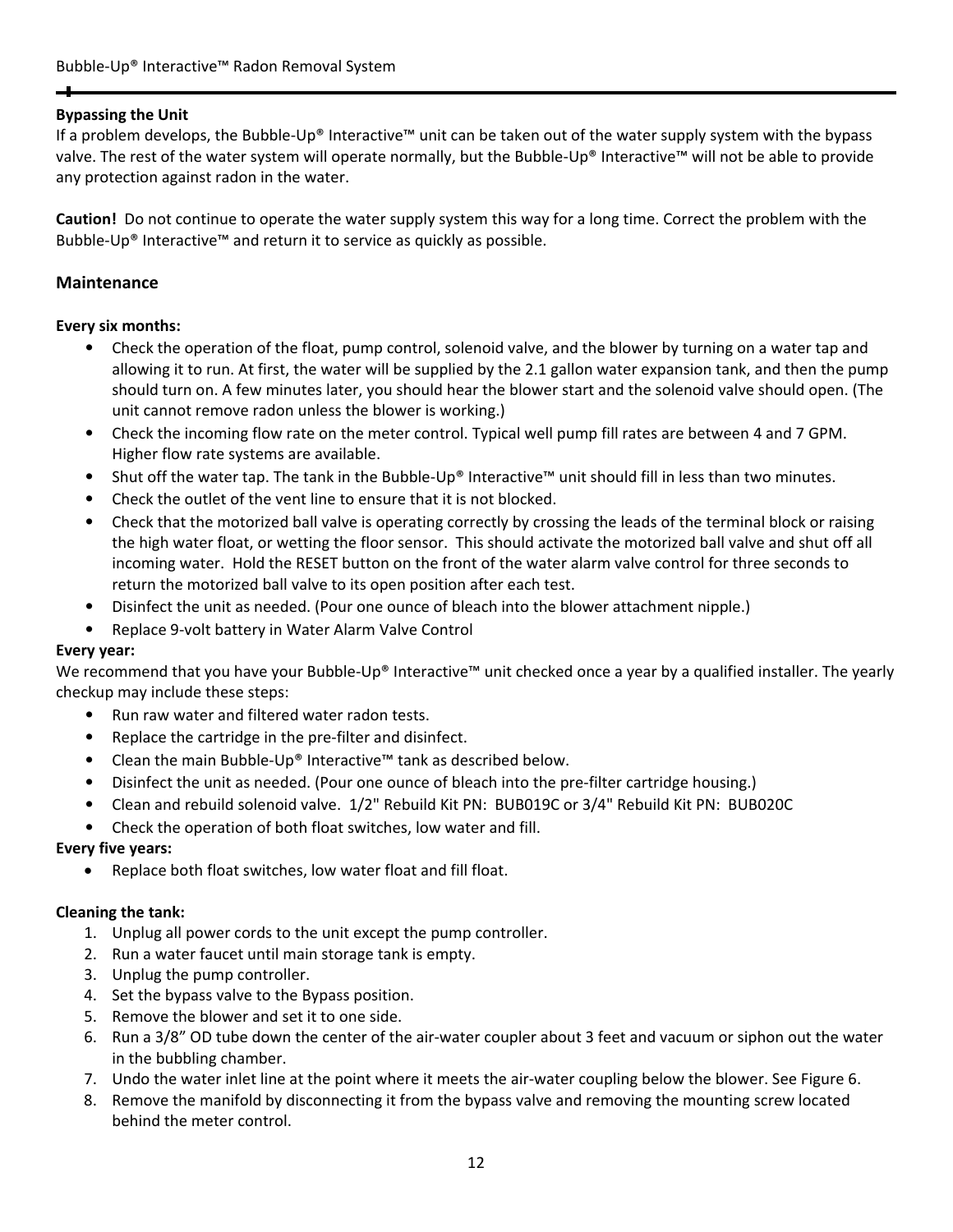**Bypassing the Unit**

If a problem develops, the Bubble-Up® Interactive™ unit can be taken out of the water supply system with the bypass valve. The rest of the water system will operate normally, but the Bubble-Up® Interactive™ will not be able to provide any protection against radon in the water.

**Caution!** Do not continue to operate the water supply system this way for a long time. Correct the problem with the Bubble-Up® Interactive™ and return it to service as quickly as possible.

## Maintenance

**Every six months:**

- Check the operation of the float, pump control, solenoid valve, and the blower by turning on a water tap and allowing it to run. At first, the water will be supplied by the 2.1 gallon water expansion tank, and then the pump should turn on. A few minutes later, you should hear the blower start and the solenoid valve should open. (The unit cannot remove radon unless the blower is working.)
- Check the incoming flow rate on the meter control. Typical well pump fill rates are between 4 and 7 GPM. Higher flow rate systems are available.
- Shut off the water tap. The tank in the Bubble-Up® Interactive™ unit should fill in less than two minutes.
- Check the outlet of the vent line to ensure that it is not blocked.
- Check that the motorized ball valve is operating correctly by crossing the leads of the terminal block or raising the high water float, or wetting the floor sensor. This should activate the motorized ball valve and shut off all incoming water. Hold the RESET button on the front of the water alarm valve control for three seconds to return the motorized ball valve to its open position after each test.
- Disinfect the unit as needed. (Pour one ounce of bleach into the blower attachment nipple.)
- Replace 9-volt battery in Water Alarm Valve Control

**Every year:**

We recommend that you have your Bubble-Up® Interactive™ unit checked once a year by a qualified installer. The yearly checkup may include these steps:

- Run raw water and filtered water radon tests.
- Replace the cartridge in the pre-filter and disinfect.
- Clean the main Bubble-Up® Interactive™ tank as described below.
- Disinfect the unit as needed. (Pour one ounce of bleach into the pre-filter cartridge housing.)
- Clean and rebuild solenoid valve. 1/2" Rebuild Kit PN: BUB019C or 3/4" Rebuild Kit PN: BUB020C
- Check the operation of both float switches, low water and fill.

**Every five years:**

- Replace both float switches, low water float and fill float.

**Cleaning the tank:**

1. Unplug all power cords to the unit except the pump controller.
2. Run a water faucet until main storage tank is empty.
3. Unplug the pump controller.
4. Set the bypass valve to the Bypass position.
5. Remove the blower and set it to one side.
6. Run a 3/8" OD tube down the center of the air-water coupler about 3 feet and vacuum or siphon out the water in the bubbling chamber.
7. Undo the water inlet line at the point where it meets the air-water coupling below the blower. See Figure 6.
8. Remove the manifold by disconnecting it from the bypass valve and removing the mounting screw located behind the meter control.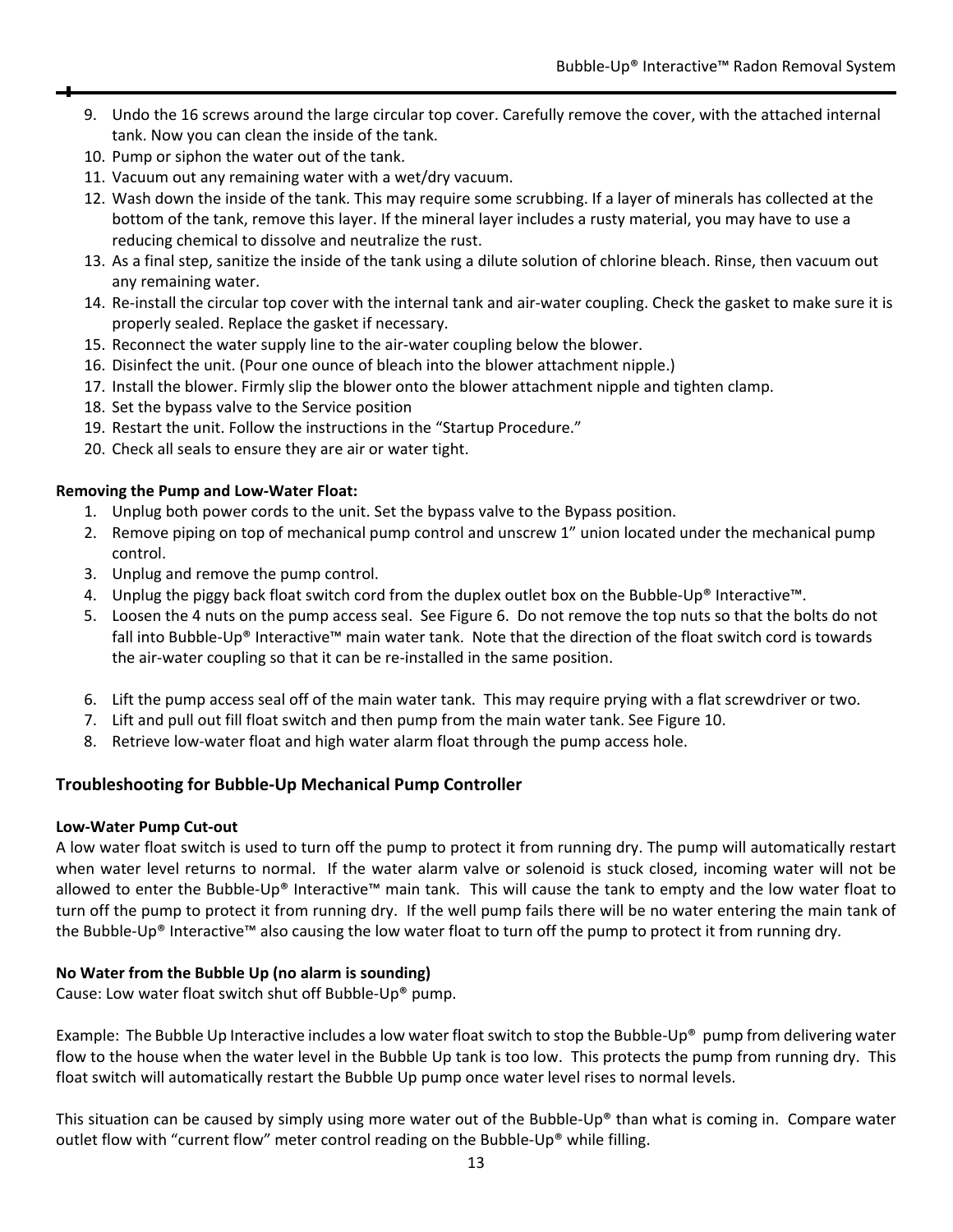9. Undo the 16 screws around the large circular top cover. Carefully remove the cover, with the attached internal tank. Now you can clean the inside of the tank.
10. Pump or siphon the water out of the tank.
11. Vacuum out any remaining water with a wet/dry vacuum.
12. Wash down the inside of the tank. This may require some scrubbing. If a layer of minerals has collected at the bottom of the tank, remove this layer. If the mineral layer includes a rusty material, you may have to use a reducing chemical to dissolve and neutralize the rust.
13. As a final step, sanitize the inside of the tank using a dilute solution of chlorine bleach. Rinse, then vacuum out any remaining water.
14. Re-install the circular top cover with the internal tank and air-water coupling. Check the gasket to make sure it is properly sealed. Replace the gasket if necessary.
15. Reconnect the water supply line to the air-water coupling below the blower.
16. Disinfect the unit. (Pour one ounce of bleach into the blower attachment nipple.)
17. Install the blower. Firmly slip the blower onto the blower attachment nipple and tighten clamp.
18. Set the bypass valve to the Service position
19. Restart the unit. Follow the instructions in the "Startup Procedure."
20. Check all seals to ensure they are air or water tight.

**Removing the Pump and Low-Water Float:**

1. Unplug both power cords to the unit. Set the bypass valve to the Bypass position.
2. Remove piping on top of mechanical pump control and unscrew 1" union located under the mechanical pump control.
3. Unplug and remove the pump control.
4. Unplug the piggy back float switch cord from the duplex outlet box on the Bubble-Up® Interactive™.
5. Loosen the 4 nuts on the pump access seal. See Figure 6. Do not remove the top nuts so that the bolts do not fall into Bubble-Up® Interactive™ main water tank. Note that the direction of the float switch cord is towards the air-water coupling so that it can be re-installed in the same position.

6. Lift the pump access seal off of the main water tank. This may require prying with a flat screwdriver or two.
7. Lift and pull out fill float switch and then pump from the main water tank. See Figure 10.
8. Retrieve low-water float and high water alarm float through the pump access hole.

## Troubleshooting for Bubble-Up Mechanical Pump Controller

**Low-Water Pump Cut-out**

A low water float switch is used to turn off the pump to protect it from running dry. The pump will automatically restart when water level returns to normal. If the water alarm valve or solenoid is stuck closed, incoming water will not be allowed to enter the Bubble-Up® Interactive™ main tank. This will cause the tank to empty and the low water float to turn off the pump to protect it from running dry. If the well pump fails there will be no water entering the main tank of the Bubble-Up® Interactive™ also causing the low water float to turn off the pump to protect it from running dry.

**No Water from the Bubble Up (no alarm is sounding)**

Cause: Low water float switch shut off Bubble-Up® pump.

Example: The Bubble Up Interactive includes a low water float switch to stop the Bubble-Up® pump from delivering water flow to the house when the water level in the Bubble Up tank is too low. This protects the pump from running dry. This float switch will automatically restart the Bubble Up pump once water level rises to normal levels.

This situation can be caused by simply using more water out of the Bubble-Up® than what is coming in. Compare water outlet flow with "current flow" meter control reading on the Bubble-Up® while filling.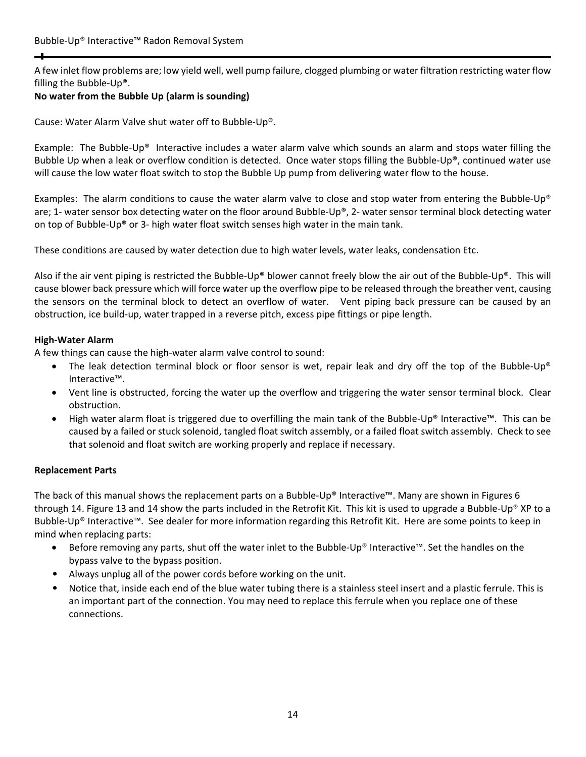A few inlet flow problems are; low yield well, well pump failure, clogged plumbing or water filtration restricting water flow filling the Bubble-Up®.

**No water from the Bubble Up (alarm is sounding)**

Cause: Water Alarm Valve shut water off to Bubble-Up®.

Example: The Bubble-Up® Interactive includes a water alarm valve which sounds an alarm and stops water filling the Bubble Up when a leak or overflow condition is detected. Once water stops filling the Bubble-Up®, continued water use will cause the low water float switch to stop the Bubble Up pump from delivering water flow to the house.

Examples: The alarm conditions to cause the water alarm valve to close and stop water from entering the Bubble-Up® are; 1- water sensor box detecting water on the floor around Bubble-Up®, 2- water sensor terminal block detecting water on top of Bubble-Up® or 3- high water float switch senses high water in the main tank.

These conditions are caused by water detection due to high water levels, water leaks, condensation Etc.

Also if the air vent piping is restricted the Bubble-Up® blower cannot freely blow the air out of the Bubble-Up®. This will cause blower back pressure which will force water up the overflow pipe to be released through the breather vent, causing the sensors on the terminal block to detect an overflow of water. Vent piping back pressure can be caused by an obstruction, ice build-up, water trapped in a reverse pitch, excess pipe fittings or pipe length.

**High-Water Alarm**

A few things can cause the high-water alarm valve control to sound:

- The leak detection terminal block or floor sensor is wet, repair leak and dry off the top of the Bubble-Up® Interactive™.
- Vent line is obstructed, forcing the water up the overflow and triggering the water sensor terminal block. Clear obstruction.
- High water alarm float is triggered due to overfilling the main tank of the Bubble-Up® Interactive™. This can be caused by a failed or stuck solenoid, tangled float switch assembly, or a failed float switch assembly. Check to see that solenoid and float switch are working properly and replace if necessary.

**Replacement Parts**

The back of this manual shows the replacement parts on a Bubble-Up® Interactive™. Many are shown in Figures 6 through 14. Figure 13 and 14 show the parts included in the Retrofit Kit. This kit is used to upgrade a Bubble-Up® XP to a Bubble-Up® Interactive™. See dealer for more information regarding this Retrofit Kit. Here are some points to keep in mind when replacing parts:

- Before removing any parts, shut off the water inlet to the Bubble-Up® Interactive™. Set the handles on the bypass valve to the bypass position.
- Always unplug all of the power cords before working on the unit.
- Notice that, inside each end of the blue water tubing there is a stainless steel insert and a plastic ferrule. This is an important part of the connection. You may need to replace this ferrule when you replace one of these connections.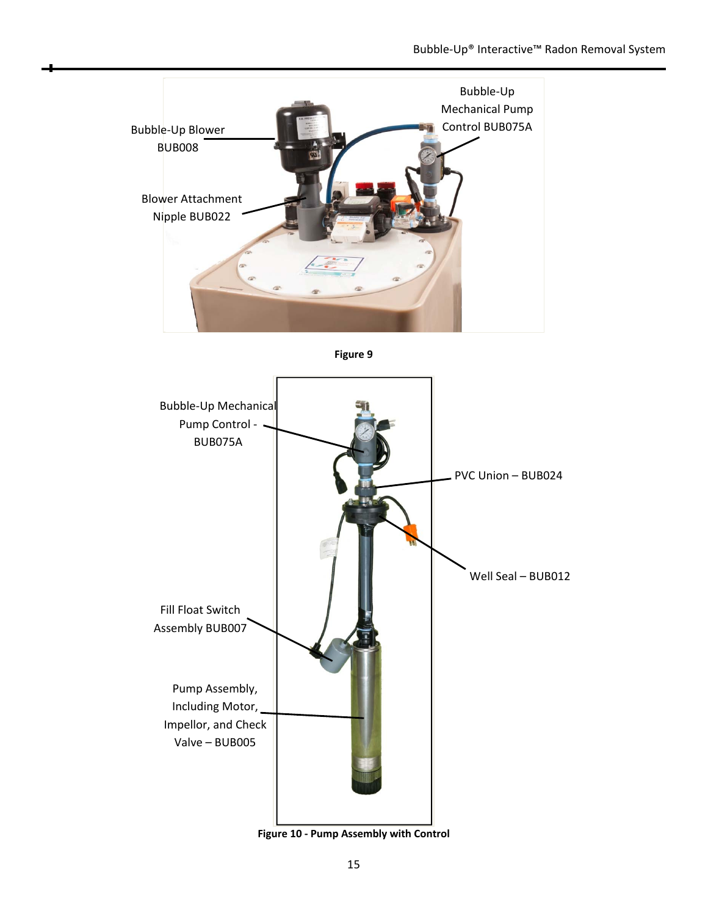Bubble-Up Blower BUB008

Blower Attachment Nipple BUB022

Bubble-Up Mechanical Pump Control BUB075A

Figure 9

Bubble-Up Mechanical Pump Control - BUB075A

PVC Union – BUB024

Well Seal – BUB012

Fill Float Switch Assembly BUB007

Pump Assembly, Including Motor, Impellor, and Check Valve – BUB005

**Figure 10 - Pump Assembly with Control**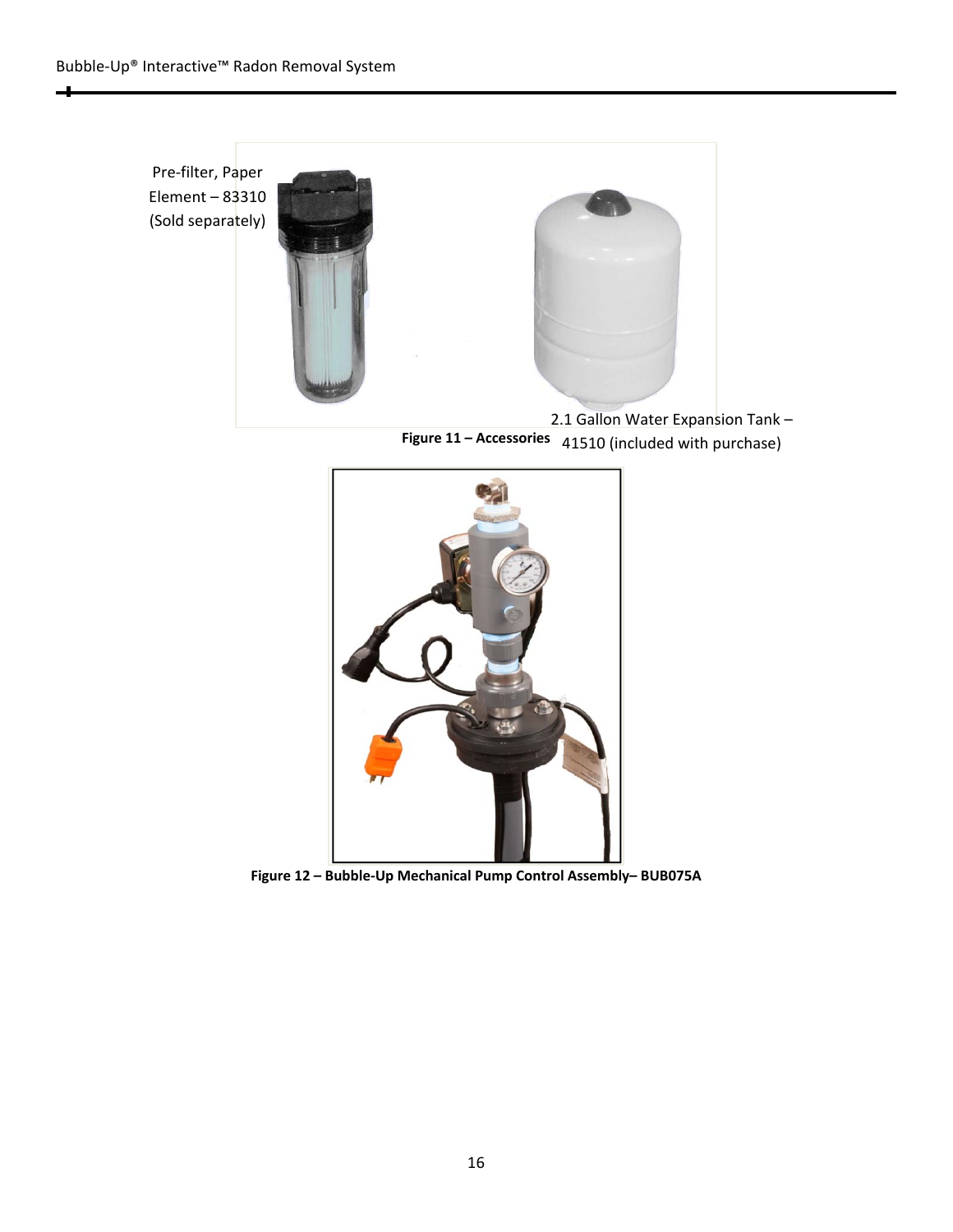Pre-filter, Paper Element – 83310 (Sold separately)

2.1 Gallon Water Expansion Tank – 41510 (included with purchase)

**Figure 11 – Accessories**

**Figure 12 – Bubble-Up Mechanical Pump Control Assembly– BUB075A**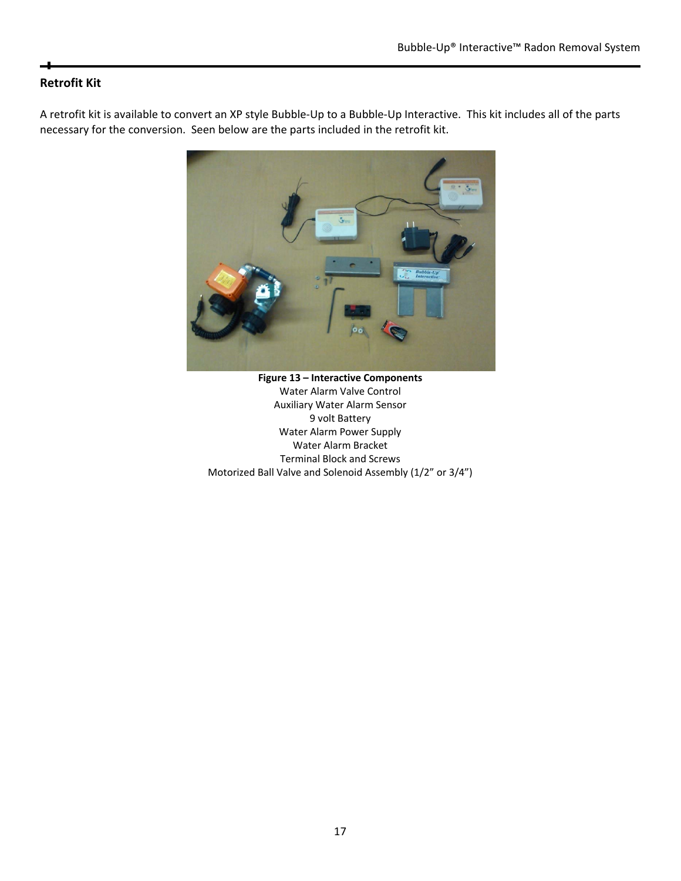## Retrofit Kit

A retrofit kit is available to convert an XP style Bubble-Up to a Bubble-Up Interactive. This kit includes all of the parts necessary for the conversion. Seen below are the parts included in the retrofit kit.

**Figure 13 – Interactive Components**

Water Alarm Valve Control
Auxiliary Water Alarm Sensor
9 volt Battery
Water Alarm Power Supply
Water Alarm Bracket
Terminal Block and Screws
Motorized Ball Valve and Solenoid Assembly (1/2” or 3/4”)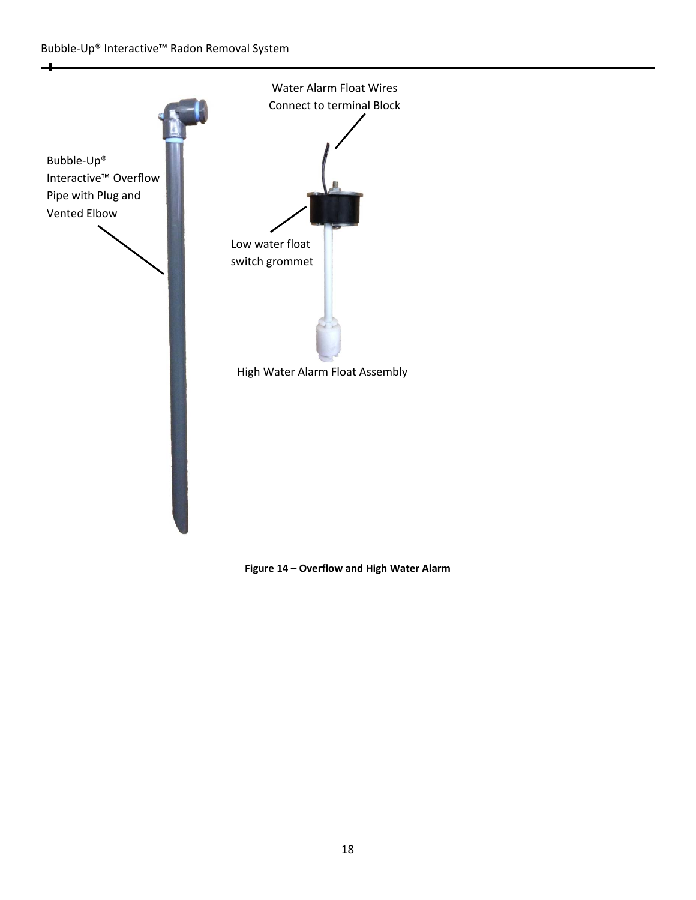Water Alarm Float Wires Connect to terminal Block

Bubble-Up® Interactive™ Overflow Pipe with Plug and Vented Elbow

Low water float switch grommet

High Water Alarm Float Assembly

**Figure 14 – Overflow and High Water Alarm**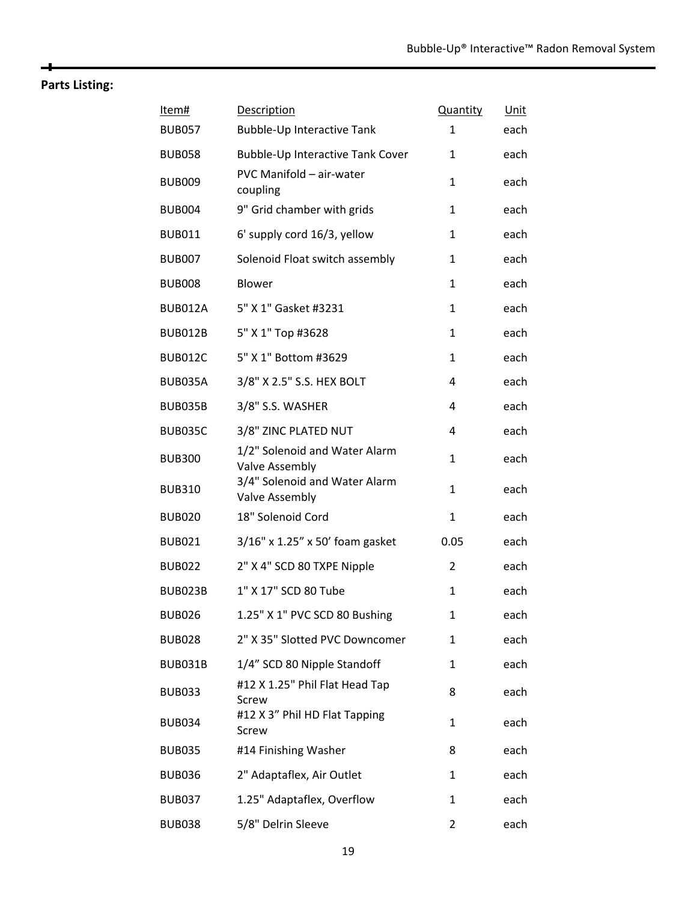**Parts Listing:**

| Item# | Description | Quantity | Unit |
|---|---|---|---|
| BUB057 | Bubble-Up Interactive Tank | 1 | each |
| BUB058 | Bubble-Up Interactive Tank Cover | 1 | each |
| BUB009 | PVC Manifold – air-water coupling | 1 | each |
| BUB004 | 9" Grid chamber with grids | 1 | each |
| BUB011 | 6' supply cord 16/3, yellow | 1 | each |
| BUB007 | Solenoid Float switch assembly | 1 | each |
| BUB008 | Blower | 1 | each |
| BUB012A | 5" X 1" Gasket #3231 | 1 | each |
| BUB012B | 5" X 1" Top #3628 | 1 | each |
| BUB012C | 5" X 1" Bottom #3629 | 1 | each |
| BUB035A | 3/8" X 2.5" S.S. HEX BOLT | 4 | each |
| BUB035B | 3/8" S.S. WASHER | 4 | each |
| BUB035C | 3/8" ZINC PLATED NUT | 4 | each |
| BUB300 | 1/2" Solenoid and Water Alarm Valve Assembly | 1 | each |
| BUB310 | 3/4" Solenoid and Water Alarm Valve Assembly | 1 | each |
| BUB020 | 18" Solenoid Cord | 1 | each |
| BUB021 | 3/16" x 1.25" x 50' foam gasket | 0.05 | each |
| BUB022 | 2" X 4" SCD 80 TXPE Nipple | 2 | each |
| BUB023B | 1" X 17" SCD 80 Tube | 1 | each |
| BUB026 | 1.25" X 1" PVC SCD 80 Bushing | 1 | each |
| BUB028 | 2" X 35" Slotted PVC Downcomer | 1 | each |
| BUB031B | 1/4" SCD 80 Nipple Standoff | 1 | each |
| BUB033 | #12 X 1.25" Phil Flat Head Tap Screw | 8 | each |
| BUB034 | #12 X 3" Phil HD Flat Tapping Screw | 1 | each |
| BUB035 | #14 Finishing Washer | 8 | each |
| BUB036 | 2" Adaptaflex, Air Outlet | 1 | each |
| BUB037 | 1.25" Adaptaflex, Overflow | 1 | each |
| BUB038 | 5/8" Delrin Sleeve | 2 | each |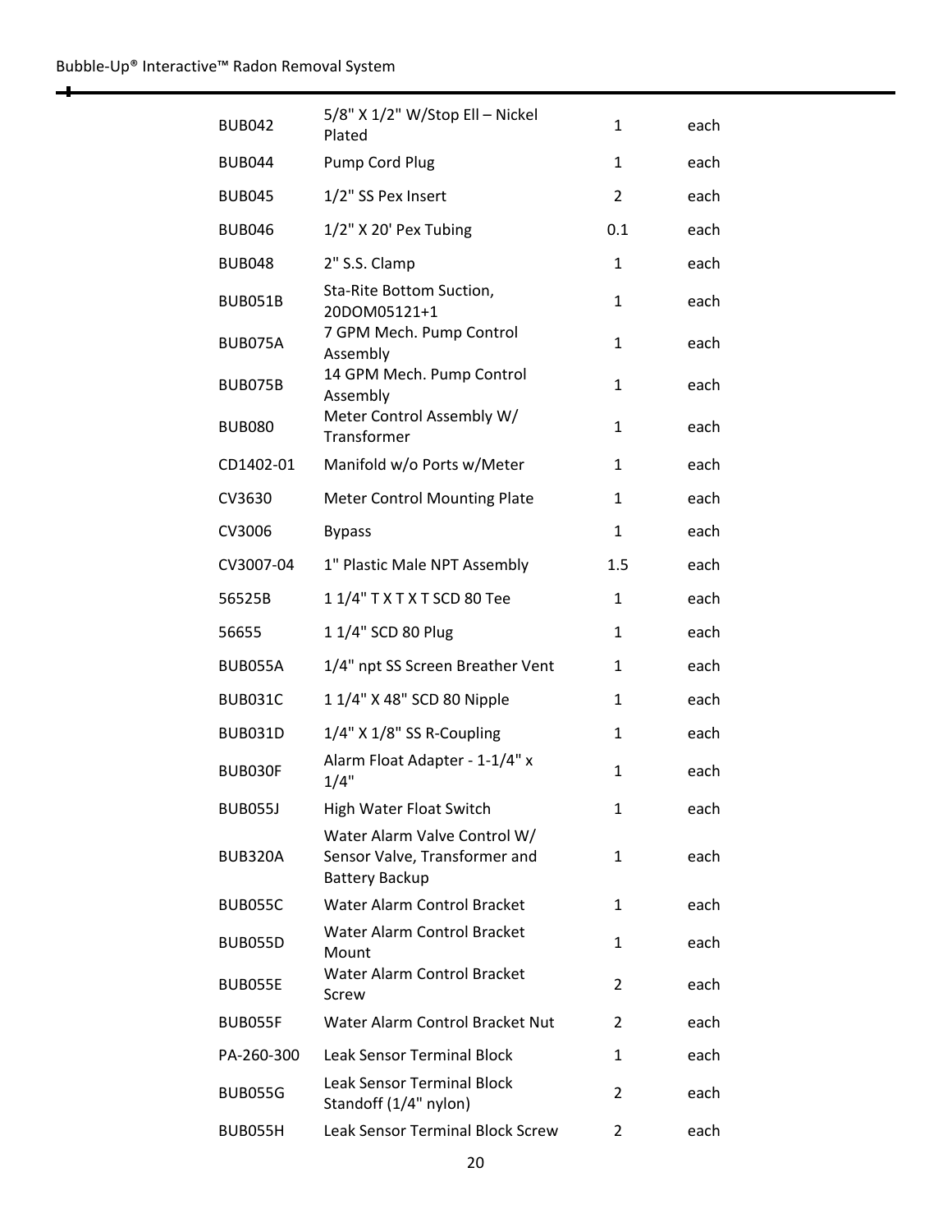| | | | |
|---|---|---|---|
| BUB042 | 5/8" X 1/2" W/Stop Ell – Nickel Plated | 1 | each |
| BUB044 | Pump Cord Plug | 1 | each |
| BUB045 | 1/2" SS Pex Insert | 2 | each |
| BUB046 | 1/2" X 20' Pex Tubing | 0.1 | each |
| BUB048 | 2" S.S. Clamp | 1 | each |
| BUB051B | Sta-Rite Bottom Suction, 20DOM05121+1 | 1 | each |
| BUB075A | 7 GPM Mech. Pump Control Assembly | 1 | each |
| BUB075B | 14 GPM Mech. Pump Control Assembly | 1 | each |
| BUB080 | Meter Control Assembly W/ Transformer | 1 | each |
| CD1402-01 | Manifold w/o Ports w/Meter | 1 | each |
| CV3630 | Meter Control Mounting Plate | 1 | each |
| CV3006 | Bypass | 1 | each |
| CV3007-04 | 1" Plastic Male NPT Assembly | 1.5 | each |
| 56525B | 1 1/4" T X T X T SCD 80 Tee | 1 | each |
| 56655 | 1 1/4" SCD 80 Plug | 1 | each |
| BUB055A | 1/4" npt SS Screen Breather Vent | 1 | each |
| BUB031C | 1 1/4" X 48" SCD 80 Nipple | 1 | each |
| BUB031D | 1/4" X 1/8" SS R-Coupling | 1 | each |
| BUB030F | Alarm Float Adapter - 1-1/4" x 1/4" | 1 | each |
| BUB055J | High Water Float Switch | 1 | each |
| BUB320A | Water Alarm Valve Control W/ Sensor Valve, Transformer and Battery Backup | 1 | each |
| BUB055C | Water Alarm Control Bracket | 1 | each |
| BUB055D | Water Alarm Control Bracket Mount | 1 | each |
| BUB055E | Water Alarm Control Bracket Screw | 2 | each |
| BUB055F | Water Alarm Control Bracket Nut | 2 | each |
| PA-260-300 | Leak Sensor Terminal Block | 1 | each |
| BUB055G | Leak Sensor Terminal Block Standoff (1/4" nylon) | 2 | each |
| BUB055H | Leak Sensor Terminal Block Screw | 2 | each |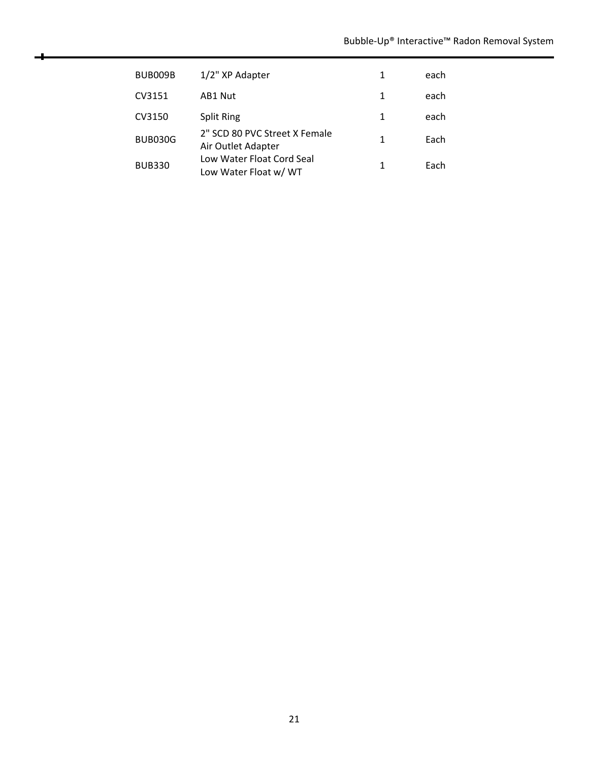| | | | |
|---|---|---|---|
| BUB009B | 1/2" XP Adapter | 1 | each |
| CV3151 | AB1 Nut | 1 | each |
| CV3150 | Split Ring | 1 | each |
| BUB030G | 2" SCD 80 PVC Street X Female Air Outlet Adapter | 1 | Each |
| BUB330 | Low Water Float Cord Seal Low Water Float w/ WT | 1 | Each |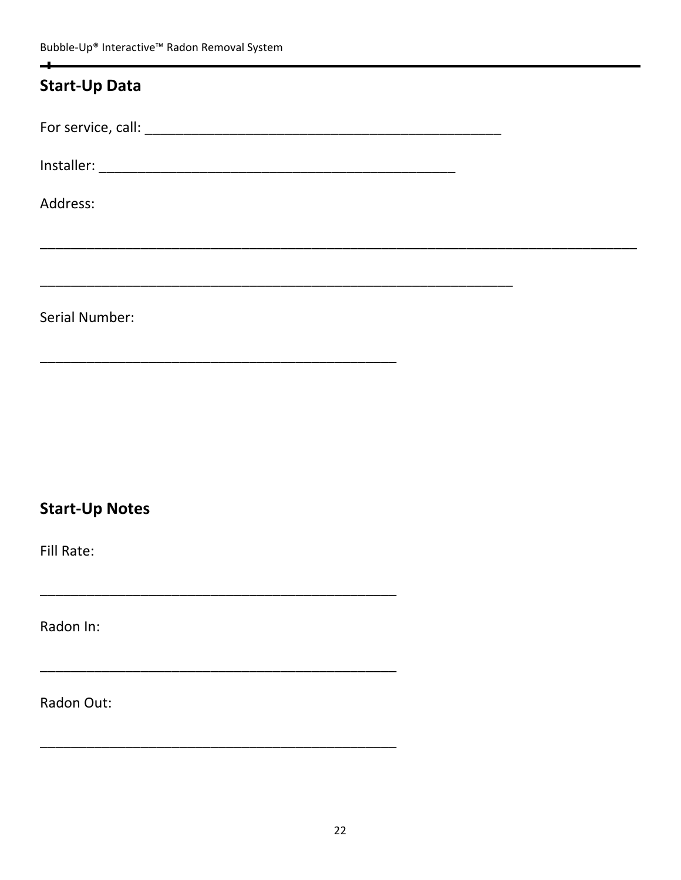## Start-Up Data

For service, call: ______________________________________________

Installer: ______________________________________________

Address:

______________________________________________________________________________

______________________________________________________________

Serial Number:

______________________________________________

## Start-Up Notes

Fill Rate:

______________________________________________

Radon In:

______________________________________________

Radon Out:

______________________________________________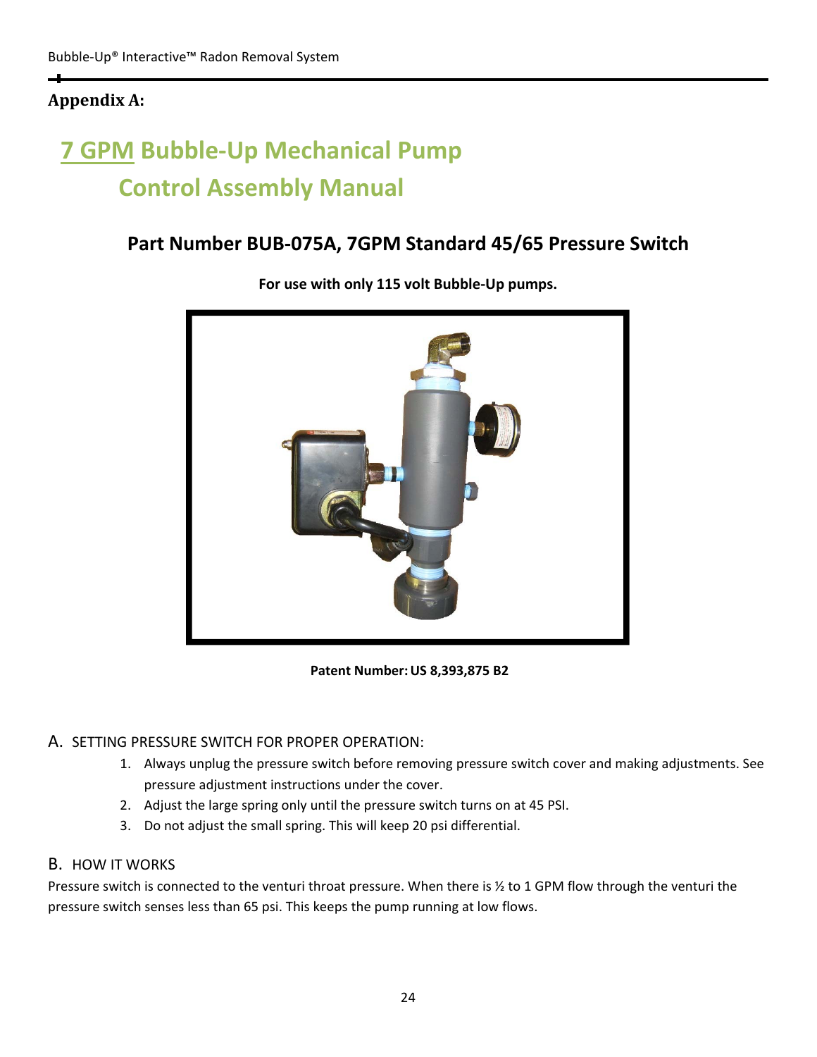## Appendix A:

# 7 GPM Bubble-Up Mechanical Pump Control Assembly Manual

### Part Number BUB-075A, 7GPM Standard 45/65 Pressure Switch

**For use with only 115 volt Bubble-Up pumps.**

**Patent Number: US 8,393,875 B2**

A. SETTING PRESSURE SWITCH FOR PROPER OPERATION:

1. Always unplug the pressure switch before removing pressure switch cover and making adjustments. See pressure adjustment instructions under the cover.
2. Adjust the large spring only until the pressure switch turns on at 45 PSI.
3. Do not adjust the small spring. This will keep 20 psi differential.

B. HOW IT WORKS

Pressure switch is connected to the venturi throat pressure. When there is ½ to 1 GPM flow through the venturi the pressure switch senses less than 65 psi. This keeps the pump running at low flows.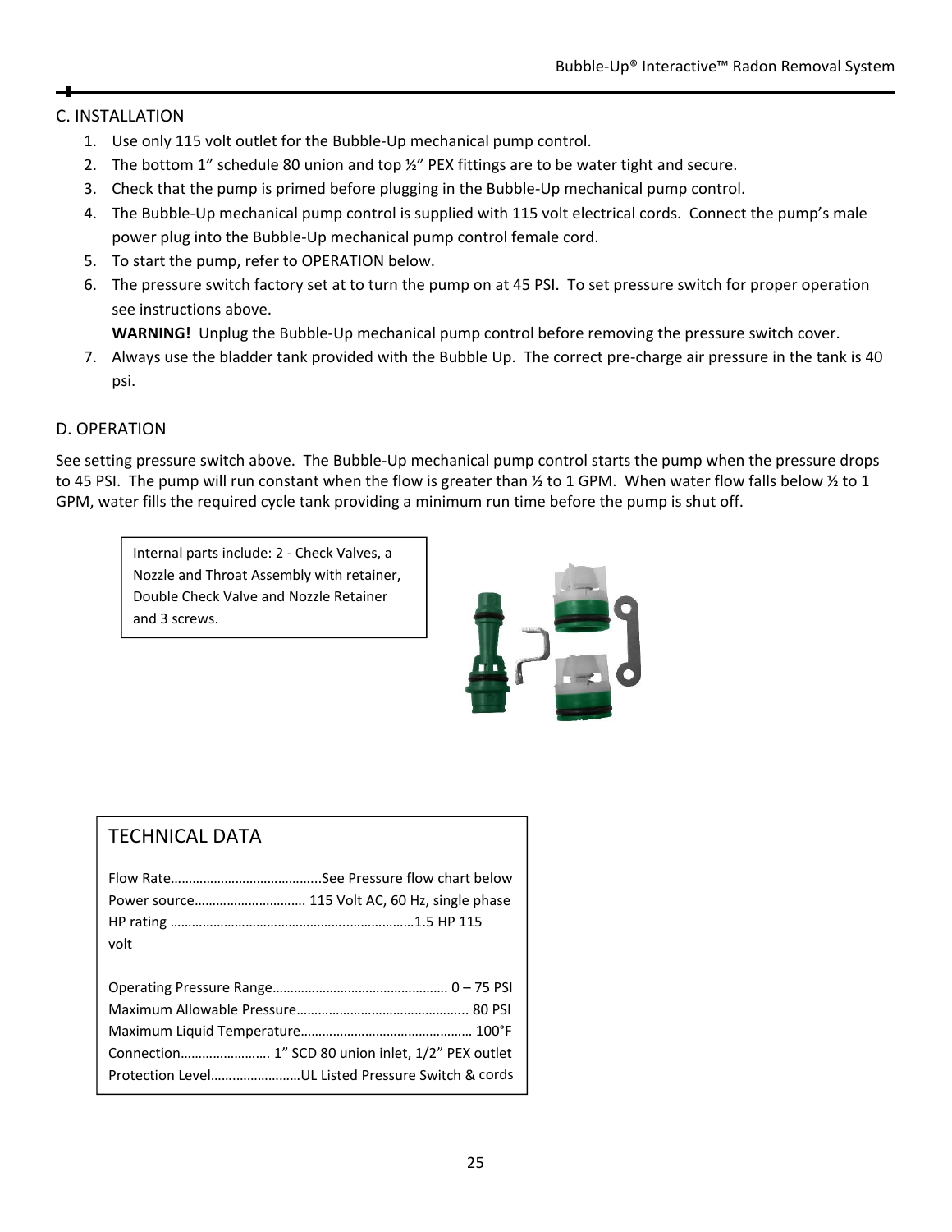## C. INSTALLATION

1. Use only 115 volt outlet for the Bubble-Up mechanical pump control.
2. The bottom 1" schedule 80 union and top ½" PEX fittings are to be water tight and secure.
3. Check that the pump is primed before plugging in the Bubble-Up mechanical pump control.
4. The Bubble-Up mechanical pump control is supplied with 115 volt electrical cords. Connect the pump's male power plug into the Bubble-Up mechanical pump control female cord.
5. To start the pump, refer to OPERATION below.
6. The pressure switch factory set at to turn the pump on at 45 PSI. To set pressure switch for proper operation see instructions above.

   **WARNING!** Unplug the Bubble-Up mechanical pump control before removing the pressure switch cover.
7. Always use the bladder tank provided with the Bubble Up. The correct pre-charge air pressure in the tank is 40 psi.

## D. OPERATION

See setting pressure switch above. The Bubble-Up mechanical pump control starts the pump when the pressure drops to 45 PSI. The pump will run constant when the flow is greater than ½ to 1 GPM. When water flow falls below ½ to 1 GPM, water fills the required cycle tank providing a minimum run time before the pump is shut off.

Internal parts include: 2 - Check Valves, a Nozzle and Throat Assembly with retainer, Double Check Valve and Nozzle Retainer and 3 screws.

### TECHNICAL DATA

Flow Rate……………………………………..See Pressure flow chart below
Power source………………………… 115 Volt AC, 60 Hz, single phase
HP rating ……………………………………………………………1.5 HP 115 volt

Operating Pressure Range………………………………………… 0 – 75 PSI
Maximum Allowable Pressure……………………………………….. 80 PSI
Maximum Liquid Temperature……………………………………… 100°F
Connection……………………. 1" SCD 80 union inlet, 1/2" PEX outlet
Protection Level……………………UL Listed Pressure Switch & cords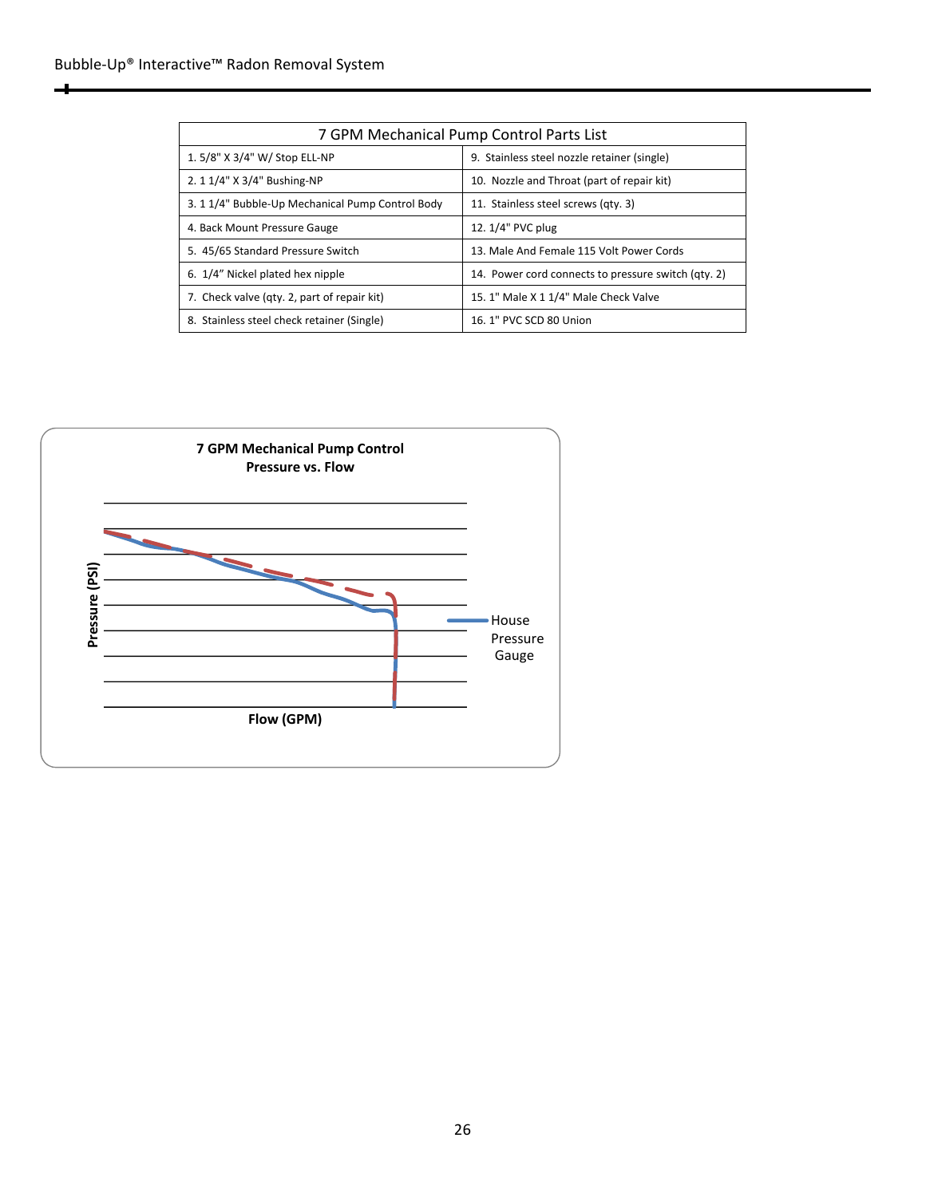| 7 GPM Mechanical Pump Control Parts List | |
|---|---|
| 1. 5/8" X 3/4" W/ Stop ELL-NP | 9. Stainless steel nozzle retainer (single) |
| 2. 1 1/4" X 3/4" Bushing-NP | 10. Nozzle and Throat (part of repair kit) |
| 3. 1 1/4" Bubble-Up Mechanical Pump Control Body | 11. Stainless steel screws (qty. 3) |
| 4. Back Mount Pressure Gauge | 12. 1/4" PVC plug |
| 5. 45/65 Standard Pressure Switch | 13. Male And Female 115 Volt Power Cords |
| 6. 1/4" Nickel plated hex nipple | 14. Power cord connects to pressure switch (qty. 2) |
| 7. Check valve (qty. 2, part of repair kit) | 15. 1" Male X 1 1/4" Male Check Valve |
| 8. Stainless steel check retainer (Single) | 16. 1" PVC SCD 80 Union |

**7 GPM Mechanical Pump Control**
**Pressure vs. Flow**

Pressure (PSI)

Flow (GPM)

House Pressure Gauge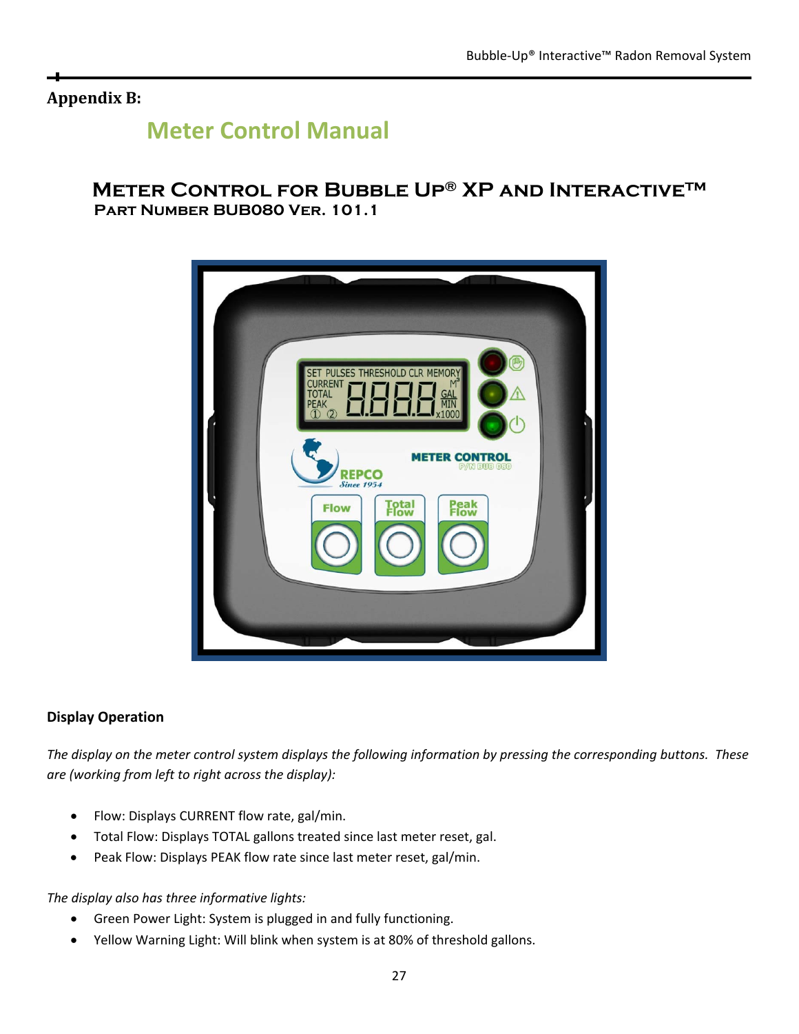## Appendix B:

# Meter Control Manual

## Meter Control for Bubble Up® XP and Interactive™

### Part Number BUB080 Ver. 101.1

### Display Operation

*The display on the meter control system displays the following information by pressing the corresponding buttons. These are (working from left to right across the display):*

- Flow: Displays CURRENT flow rate, gal/min.
- Total Flow: Displays TOTAL gallons treated since last meter reset, gal.
- Peak Flow: Displays PEAK flow rate since last meter reset, gal/min.

*The display also has three informative lights:*

- Green Power Light: System is plugged in and fully functioning.
- Yellow Warning Light: Will blink when system is at 80% of threshold gallons.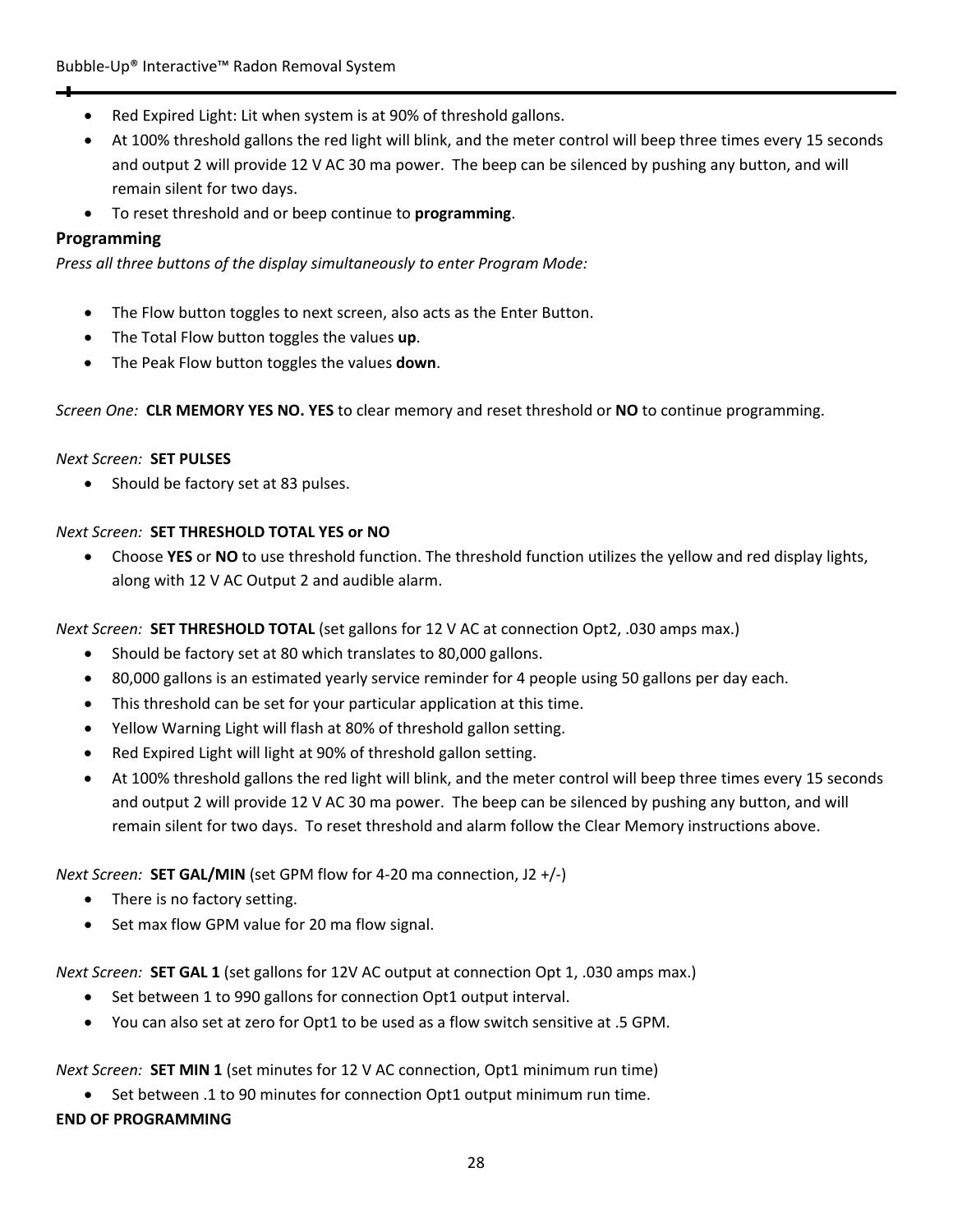- Red Expired Light: Lit when system is at 90% of threshold gallons.
- At 100% threshold gallons the red light will blink, and the meter control will beep three times every 15 seconds and output 2 will provide 12 V AC 30 ma power. The beep can be silenced by pushing any button, and will remain silent for two days.
- To reset threshold and or beep continue to **programming**.

### Programming

*Press all three buttons of the display simultaneously to enter Program Mode:*

- The Flow button toggles to next screen, also acts as the Enter Button.
- The Total Flow button toggles the values **up**.
- The Peak Flow button toggles the values **down**.

*Screen One:* **CLR MEMORY YES NO. YES** to clear memory and reset threshold or **NO** to continue programming.

*Next Screen:* **SET PULSES**

- Should be factory set at 83 pulses.

*Next Screen:* **SET THRESHOLD TOTAL YES or NO**

- Choose **YES** or **NO** to use threshold function. The threshold function utilizes the yellow and red display lights, along with 12 V AC Output 2 and audible alarm.

*Next Screen:* **SET THRESHOLD TOTAL** (set gallons for 12 V AC at connection Opt2, .030 amps max.)

- Should be factory set at 80 which translates to 80,000 gallons.
- 80,000 gallons is an estimated yearly service reminder for 4 people using 50 gallons per day each.
- This threshold can be set for your particular application at this time.
- Yellow Warning Light will flash at 80% of threshold gallon setting.
- Red Expired Light will light at 90% of threshold gallon setting.
- At 100% threshold gallons the red light will blink, and the meter control will beep three times every 15 seconds and output 2 will provide 12 V AC 30 ma power. The beep can be silenced by pushing any button, and will remain silent for two days. To reset threshold and alarm follow the Clear Memory instructions above.

*Next Screen:* **SET GAL/MIN** (set GPM flow for 4-20 ma connection, J2 +/-)

- There is no factory setting.
- Set max flow GPM value for 20 ma flow signal.

*Next Screen:* **SET GAL 1** (set gallons for 12V AC output at connection Opt 1, .030 amps max.)

- Set between 1 to 990 gallons for connection Opt1 output interval.
- You can also set at zero for Opt1 to be used as a flow switch sensitive at .5 GPM.

*Next Screen:* **SET MIN 1** (set minutes for 12 V AC connection, Opt1 minimum run time)

- Set between .1 to 90 minutes for connection Opt1 output minimum run time.

**END OF PROGRAMMING**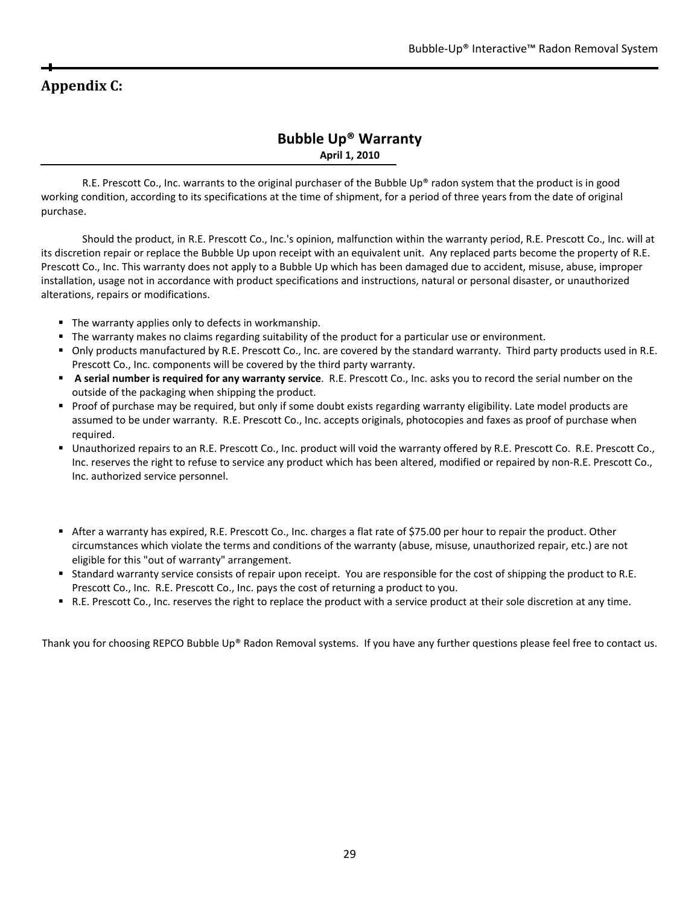## Appendix C:

### Bubble Up® Warranty

**April 1, 2010**

R.E. Prescott Co., Inc. warrants to the original purchaser of the Bubble Up® radon system that the product is in good working condition, according to its specifications at the time of shipment, for a period of three years from the date of original purchase.

Should the product, in R.E. Prescott Co., Inc.'s opinion, malfunction within the warranty period, R.E. Prescott Co., Inc. will at its discretion repair or replace the Bubble Up upon receipt with an equivalent unit. Any replaced parts become the property of R.E. Prescott Co., Inc. This warranty does not apply to a Bubble Up which has been damaged due to accident, misuse, abuse, improper installation, usage not in accordance with product specifications and instructions, natural or personal disaster, or unauthorized alterations, repairs or modifications.

- The warranty applies only to defects in workmanship.
- The warranty makes no claims regarding suitability of the product for a particular use or environment.
- Only products manufactured by R.E. Prescott Co., Inc. are covered by the standard warranty. Third party products used in R.E. Prescott Co., Inc. components will be covered by the third party warranty.
- **A serial number is required for any warranty service**. R.E. Prescott Co., Inc. asks you to record the serial number on the outside of the packaging when shipping the product.
- Proof of purchase may be required, but only if some doubt exists regarding warranty eligibility. Late model products are assumed to be under warranty. R.E. Prescott Co., Inc. accepts originals, photocopies and faxes as proof of purchase when required.
- Unauthorized repairs to an R.E. Prescott Co., Inc. product will void the warranty offered by R.E. Prescott Co. R.E. Prescott Co., Inc. reserves the right to refuse to service any product which has been altered, modified or repaired by non-R.E. Prescott Co., Inc. authorized service personnel.

- After a warranty has expired, R.E. Prescott Co., Inc. charges a flat rate of $75.00 per hour to repair the product. Other circumstances which violate the terms and conditions of the warranty (abuse, misuse, unauthorized repair, etc.) are not eligible for this "out of warranty" arrangement.
- Standard warranty service consists of repair upon receipt. You are responsible for the cost of shipping the product to R.E. Prescott Co., Inc. R.E. Prescott Co., Inc. pays the cost of returning a product to you.
- R.E. Prescott Co., Inc. reserves the right to replace the product with a service product at their sole discretion at any time.

Thank you for choosing REPCO Bubble Up® Radon Removal systems. If you have any further questions please feel free to contact us.